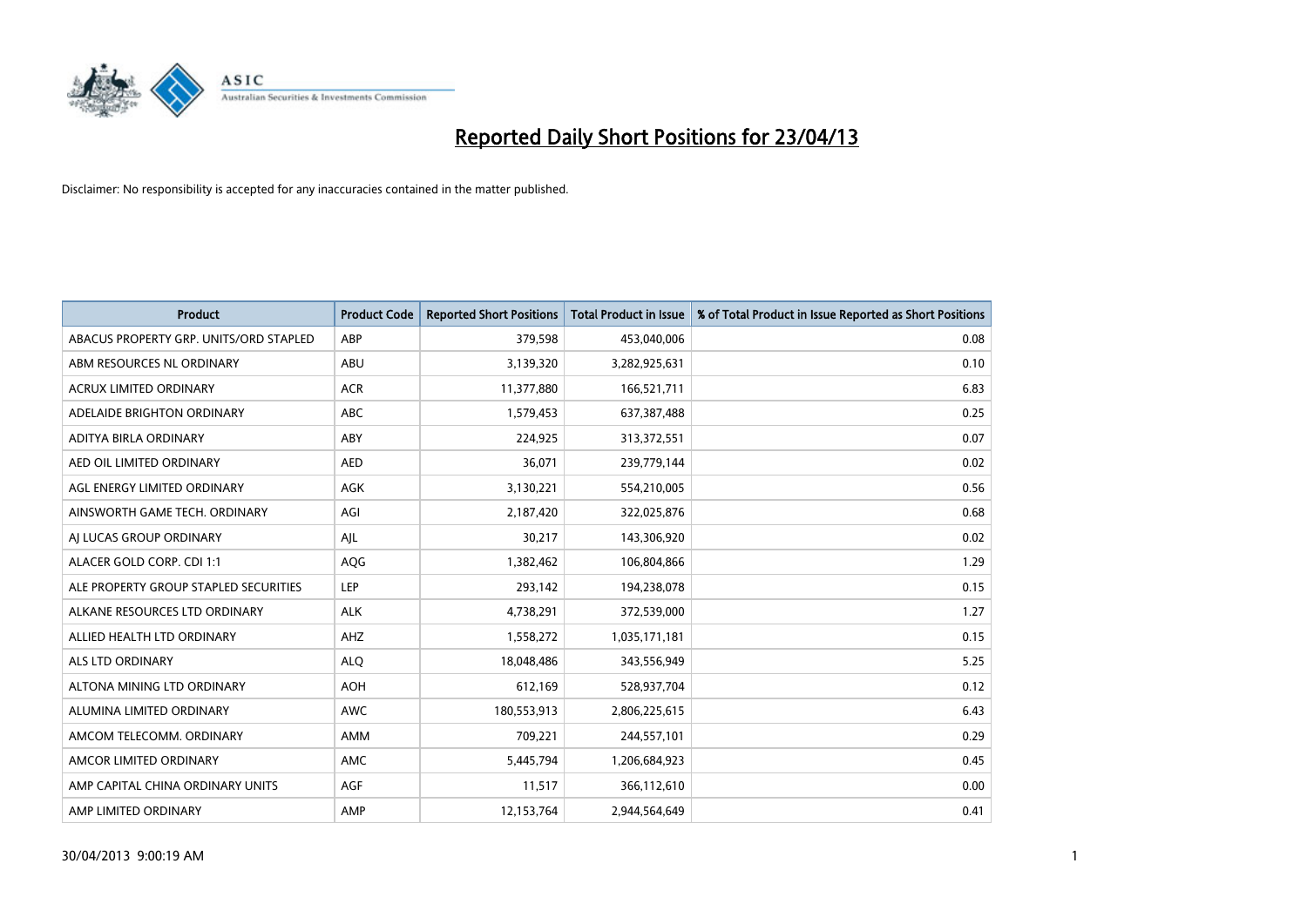# Reported Daily Short Positions for 23/04/13

Disclaimer: No responsibility is accepted for any inaccuracies contained in the matter published.

| Product | Product Code | Reported Short Positions | Total Product in Issue | % of Total Product in Issue Reported as Short Positions |
|---|---|---|---|---|
| ABACUS PROPERTY GRP. UNITS/ORD STAPLED | ABP | 379,598 | 453,040,006 | 0.08 |
| ABM RESOURCES NL ORDINARY | ABU | 3,139,320 | 3,282,925,631 | 0.10 |
| ACRUX LIMITED ORDINARY | ACR | 11,377,880 | 166,521,711 | 6.83 |
| ADELAIDE BRIGHTON ORDINARY | ABC | 1,579,453 | 637,387,488 | 0.25 |
| ADITYA BIRLA ORDINARY | ABY | 224,925 | 313,372,551 | 0.07 |
| AED OIL LIMITED ORDINARY | AED | 36,071 | 239,779,144 | 0.02 |
| AGL ENERGY LIMITED ORDINARY | AGK | 3,130,221 | 554,210,005 | 0.56 |
| AINSWORTH GAME TECH. ORDINARY | AGI | 2,187,420 | 322,025,876 | 0.68 |
| AJ LUCAS GROUP ORDINARY | AJL | 30,217 | 143,306,920 | 0.02 |
| ALACER GOLD CORP. CDI 1:1 | AQG | 1,382,462 | 106,804,866 | 1.29 |
| ALE PROPERTY GROUP STAPLED SECURITIES | LEP | 293,142 | 194,238,078 | 0.15 |
| ALKANE RESOURCES LTD ORDINARY | ALK | 4,738,291 | 372,539,000 | 1.27 |
| ALLIED HEALTH LTD ORDINARY | AHZ | 1,558,272 | 1,035,171,181 | 0.15 |
| ALS LTD ORDINARY | ALQ | 18,048,486 | 343,556,949 | 5.25 |
| ALTONA MINING LTD ORDINARY | AOH | 612,169 | 528,937,704 | 0.12 |
| ALUMINA LIMITED ORDINARY | AWC | 180,553,913 | 2,806,225,615 | 6.43 |
| AMCOM TELECOMM. ORDINARY | AMM | 709,221 | 244,557,101 | 0.29 |
| AMCOR LIMITED ORDINARY | AMC | 5,445,794 | 1,206,684,923 | 0.45 |
| AMP CAPITAL CHINA ORDINARY UNITS | AGF | 11,517 | 366,112,610 | 0.00 |
| AMP LIMITED ORDINARY | AMP | 12,153,764 | 2,944,564,649 | 0.41 |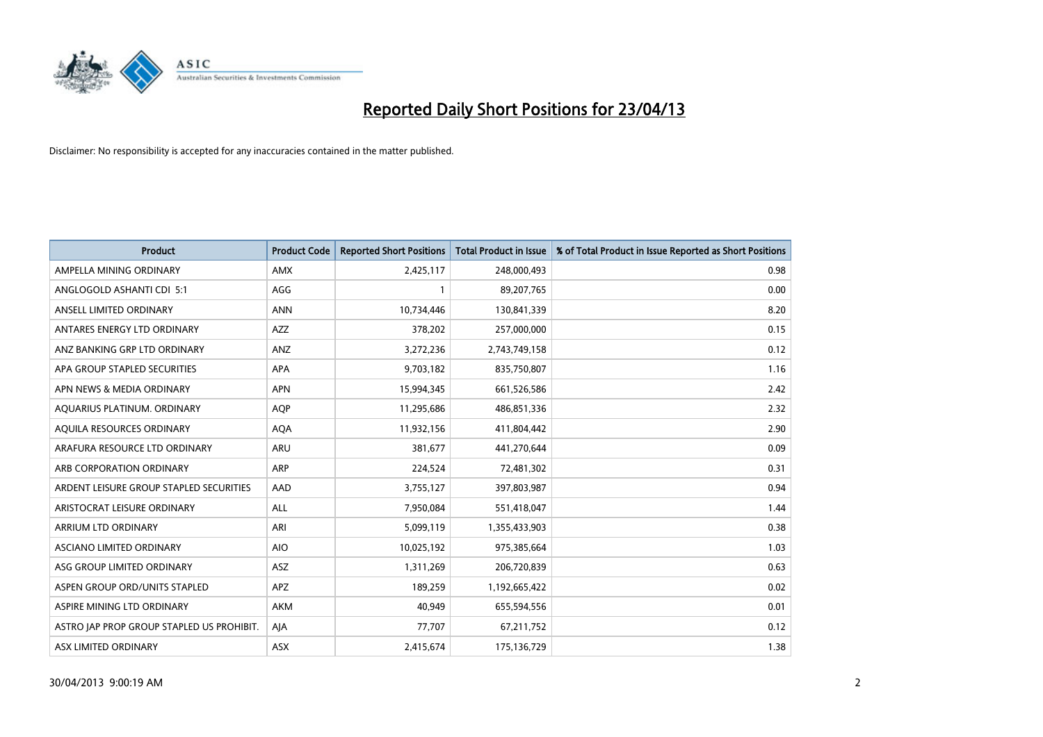# Reported Daily Short Positions for 23/04/13

Disclaimer: No responsibility is accepted for any inaccuracies contained in the matter published.

| Product | Product Code | Reported Short Positions | Total Product in Issue | % of Total Product in Issue Reported as Short Positions |
|---|---|---|---|---|
| AMPELLA MINING ORDINARY | AMX | 2,425,117 | 248,000,493 | 0.98 |
| ANGLOGOLD ASHANTI CDI 5:1 | AGG | 1 | 89,207,765 | 0.00 |
| ANSELL LIMITED ORDINARY | ANN | 10,734,446 | 130,841,339 | 8.20 |
| ANTARES ENERGY LTD ORDINARY | AZZ | 378,202 | 257,000,000 | 0.15 |
| ANZ BANKING GRP LTD ORDINARY | ANZ | 3,272,236 | 2,743,749,158 | 0.12 |
| APA GROUP STAPLED SECURITIES | APA | 9,703,182 | 835,750,807 | 1.16 |
| APN NEWS & MEDIA ORDINARY | APN | 15,994,345 | 661,526,586 | 2.42 |
| AQUARIUS PLATINUM. ORDINARY | AQP | 11,295,686 | 486,851,336 | 2.32 |
| AQUILA RESOURCES ORDINARY | AQA | 11,932,156 | 411,804,442 | 2.90 |
| ARAFURA RESOURCE LTD ORDINARY | ARU | 381,677 | 441,270,644 | 0.09 |
| ARB CORPORATION ORDINARY | ARP | 224,524 | 72,481,302 | 0.31 |
| ARDENT LEISURE GROUP STAPLED SECURITIES | AAD | 3,755,127 | 397,803,987 | 0.94 |
| ARISTOCRAT LEISURE ORDINARY | ALL | 7,950,084 | 551,418,047 | 1.44 |
| ARRIUM LTD ORDINARY | ARI | 5,099,119 | 1,355,433,903 | 0.38 |
| ASCIANO LIMITED ORDINARY | AIO | 10,025,192 | 975,385,664 | 1.03 |
| ASG GROUP LIMITED ORDINARY | ASZ | 1,311,269 | 206,720,839 | 0.63 |
| ASPEN GROUP ORD/UNITS STAPLED | APZ | 189,259 | 1,192,665,422 | 0.02 |
| ASPIRE MINING LTD ORDINARY | AKM | 40,949 | 655,594,556 | 0.01 |
| ASTRO JAP PROP GROUP STAPLED US PROHIBIT. | AJA | 77,707 | 67,211,752 | 0.12 |
| ASX LIMITED ORDINARY | ASX | 2,415,674 | 175,136,729 | 1.38 |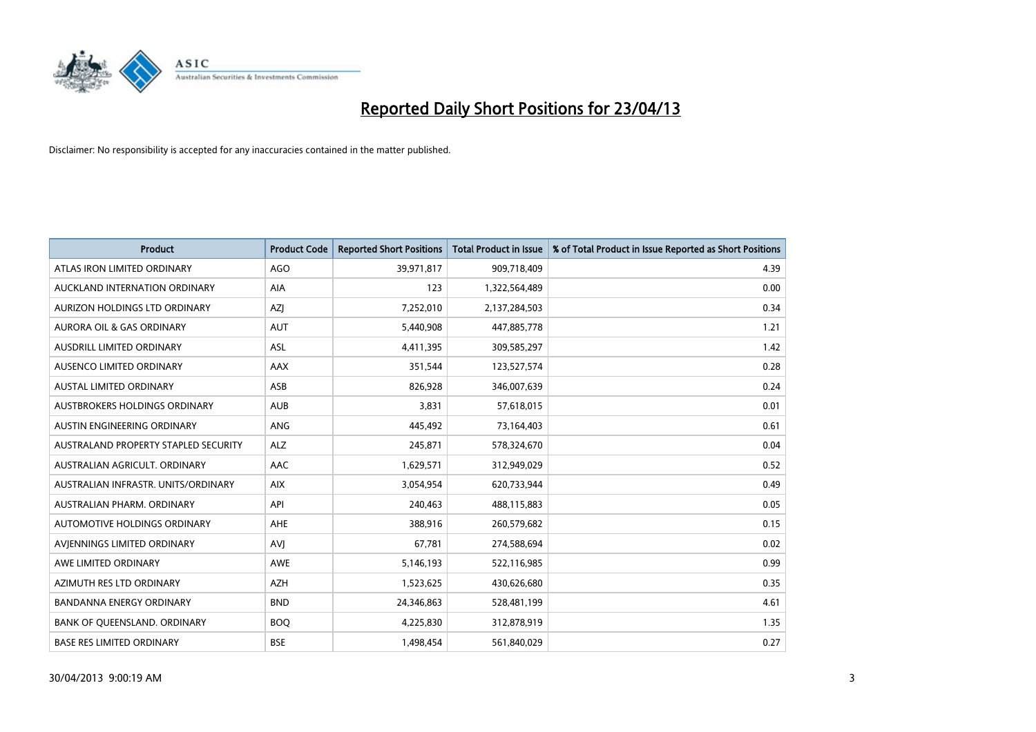# Reported Daily Short Positions for 23/04/13

Disclaimer: No responsibility is accepted for any inaccuracies contained in the matter published.

| Product | Product Code | Reported Short Positions | Total Product in Issue | % of Total Product in Issue Reported as Short Positions |
|---|---|---|---|---|
| ATLAS IRON LIMITED ORDINARY | AGO | 39,971,817 | 909,718,409 | 4.39 |
| AUCKLAND INTERNATION ORDINARY | AIA | 123 | 1,322,564,489 | 0.00 |
| AURIZON HOLDINGS LTD ORDINARY | AZJ | 7,252,010 | 2,137,284,503 | 0.34 |
| AURORA OIL & GAS ORDINARY | AUT | 5,440,908 | 447,885,778 | 1.21 |
| AUSDRILL LIMITED ORDINARY | ASL | 4,411,395 | 309,585,297 | 1.42 |
| AUSENCO LIMITED ORDINARY | AAX | 351,544 | 123,527,574 | 0.28 |
| AUSTAL LIMITED ORDINARY | ASB | 826,928 | 346,007,639 | 0.24 |
| AUSTBROKERS HOLDINGS ORDINARY | AUB | 3,831 | 57,618,015 | 0.01 |
| AUSTIN ENGINEERING ORDINARY | ANG | 445,492 | 73,164,403 | 0.61 |
| AUSTRALAND PROPERTY STAPLED SECURITY | ALZ | 245,871 | 578,324,670 | 0.04 |
| AUSTRALIAN AGRICULT. ORDINARY | AAC | 1,629,571 | 312,949,029 | 0.52 |
| AUSTRALIAN INFRASTR. UNITS/ORDINARY | AIX | 3,054,954 | 620,733,944 | 0.49 |
| AUSTRALIAN PHARM. ORDINARY | API | 240,463 | 488,115,883 | 0.05 |
| AUTOMOTIVE HOLDINGS ORDINARY | AHE | 388,916 | 260,579,682 | 0.15 |
| AVJENNINGS LIMITED ORDINARY | AVJ | 67,781 | 274,588,694 | 0.02 |
| AWE LIMITED ORDINARY | AWE | 5,146,193 | 522,116,985 | 0.99 |
| AZIMUTH RES LTD ORDINARY | AZH | 1,523,625 | 430,626,680 | 0.35 |
| BANDANNA ENERGY ORDINARY | BND | 24,346,863 | 528,481,199 | 4.61 |
| BANK OF QUEENSLAND. ORDINARY | BOQ | 4,225,830 | 312,878,919 | 1.35 |
| BASE RES LIMITED ORDINARY | BSE | 1,498,454 | 561,840,029 | 0.27 |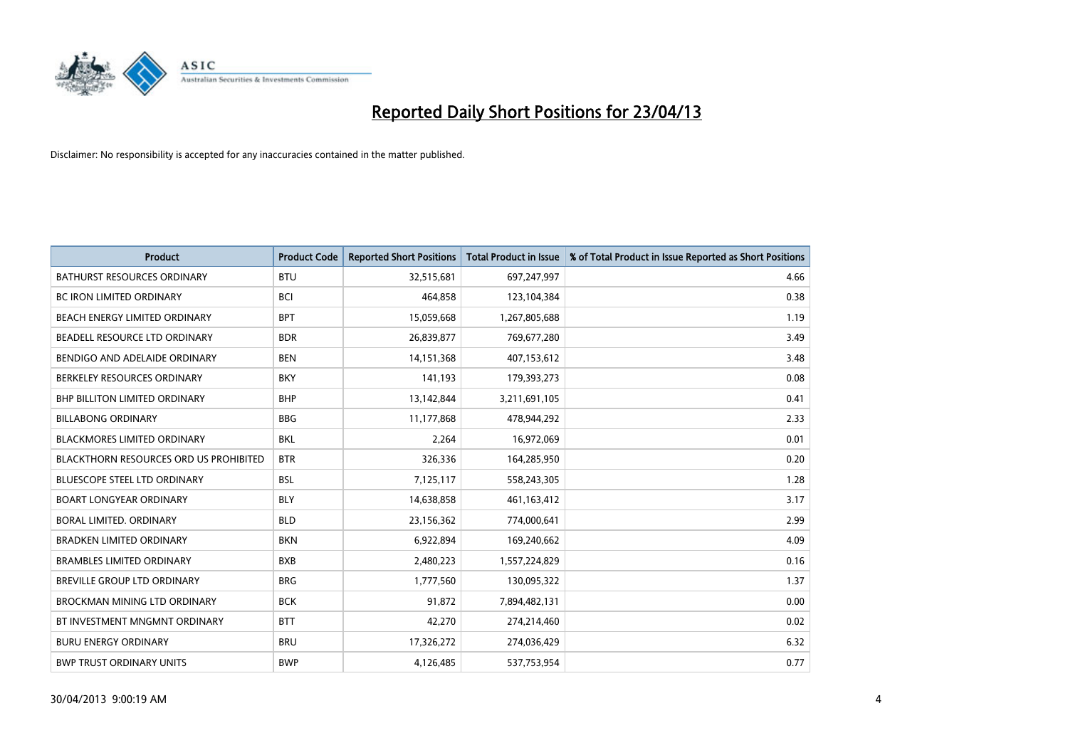# Reported Daily Short Positions for 23/04/13

Disclaimer: No responsibility is accepted for any inaccuracies contained in the matter published.

| Product | Product Code | Reported Short Positions | Total Product in Issue | % of Total Product in Issue Reported as Short Positions |
| --- | --- | --- | --- | --- |
| BATHURST RESOURCES ORDINARY | BTU | 32,515,681 | 697,247,997 | 4.66 |
| BC IRON LIMITED ORDINARY | BCI | 464,858 | 123,104,384 | 0.38 |
| BEACH ENERGY LIMITED ORDINARY | BPT | 15,059,668 | 1,267,805,688 | 1.19 |
| BEADELL RESOURCE LTD ORDINARY | BDR | 26,839,877 | 769,677,280 | 3.49 |
| BENDIGO AND ADELAIDE ORDINARY | BEN | 14,151,368 | 407,153,612 | 3.48 |
| BERKELEY RESOURCES ORDINARY | BKY | 141,193 | 179,393,273 | 0.08 |
| BHP BILLITON LIMITED ORDINARY | BHP | 13,142,844 | 3,211,691,105 | 0.41 |
| BILLABONG ORDINARY | BBG | 11,177,868 | 478,944,292 | 2.33 |
| BLACKMORES LIMITED ORDINARY | BKL | 2,264 | 16,972,069 | 0.01 |
| BLACKTHORN RESOURCES ORD US PROHIBITED | BTR | 326,336 | 164,285,950 | 0.20 |
| BLUESCOPE STEEL LTD ORDINARY | BSL | 7,125,117 | 558,243,305 | 1.28 |
| BOART LONGYEAR ORDINARY | BLY | 14,638,858 | 461,163,412 | 3.17 |
| BORAL LIMITED. ORDINARY | BLD | 23,156,362 | 774,000,641 | 2.99 |
| BRADKEN LIMITED ORDINARY | BKN | 6,922,894 | 169,240,662 | 4.09 |
| BRAMBLES LIMITED ORDINARY | BXB | 2,480,223 | 1,557,224,829 | 0.16 |
| BREVILLE GROUP LTD ORDINARY | BRG | 1,777,560 | 130,095,322 | 1.37 |
| BROCKMAN MINING LTD ORDINARY | BCK | 91,872 | 7,894,482,131 | 0.00 |
| BT INVESTMENT MNGMNT ORDINARY | BTT | 42,270 | 274,214,460 | 0.02 |
| BURU ENERGY ORDINARY | BRU | 17,326,272 | 274,036,429 | 6.32 |
| BWP TRUST ORDINARY UNITS | BWP | 4,126,485 | 537,753,954 | 0.77 |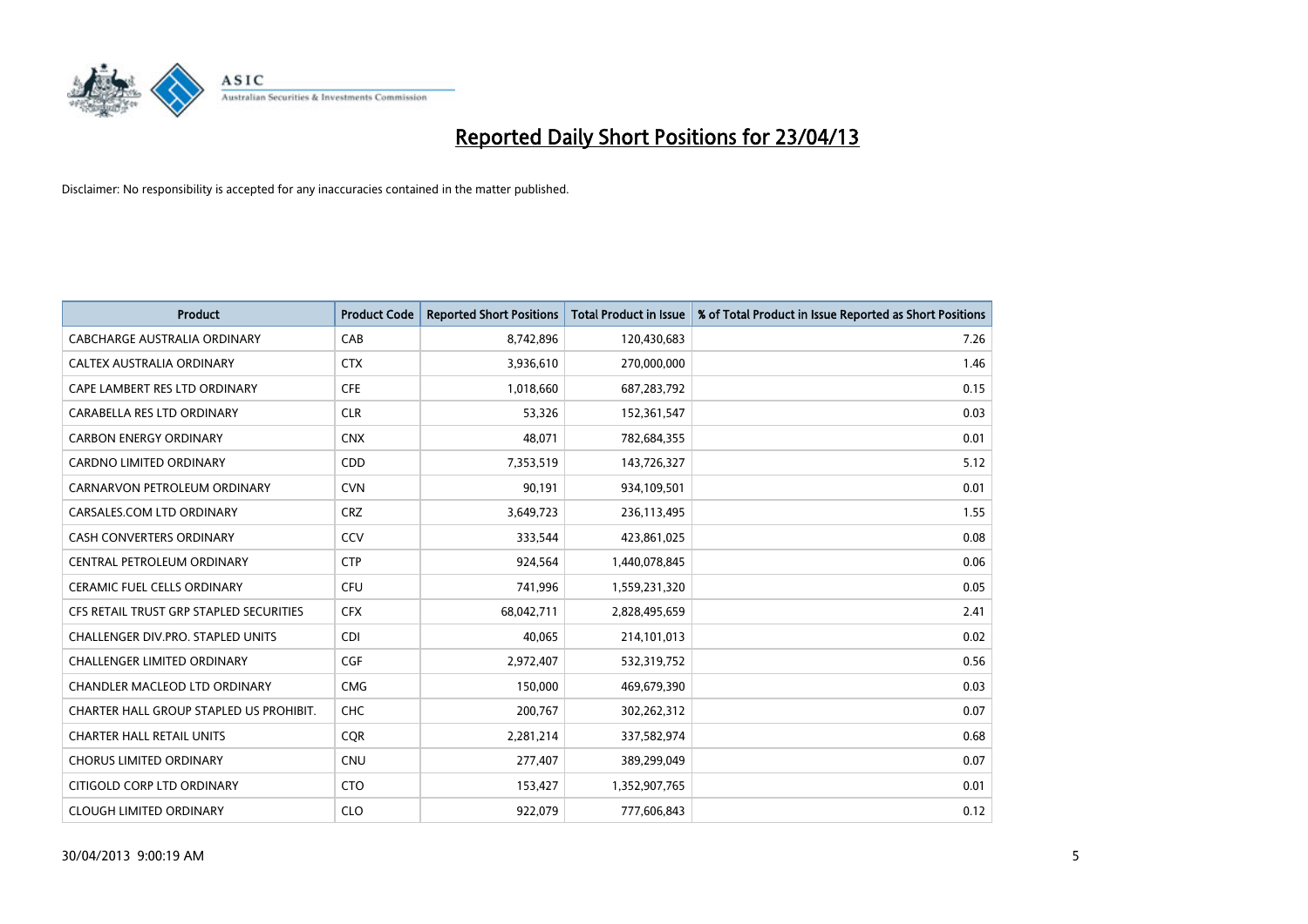# Reported Daily Short Positions for 23/04/13

Disclaimer: No responsibility is accepted for any inaccuracies contained in the matter published.

| Product | Product Code | Reported Short Positions | Total Product in Issue | % of Total Product in Issue Reported as Short Positions |
|---|---|---|---|---|
| CABCHARGE AUSTRALIA ORDINARY | CAB | 8,742,896 | 120,430,683 | 7.26 |
| CALTEX AUSTRALIA ORDINARY | CTX | 3,936,610 | 270,000,000 | 1.46 |
| CAPE LAMBERT RES LTD ORDINARY | CFE | 1,018,660 | 687,283,792 | 0.15 |
| CARABELLA RES LTD ORDINARY | CLR | 53,326 | 152,361,547 | 0.03 |
| CARBON ENERGY ORDINARY | CNX | 48,071 | 782,684,355 | 0.01 |
| CARDNO LIMITED ORDINARY | CDD | 7,353,519 | 143,726,327 | 5.12 |
| CARNARVON PETROLEUM ORDINARY | CVN | 90,191 | 934,109,501 | 0.01 |
| CARSALES.COM LTD ORDINARY | CRZ | 3,649,723 | 236,113,495 | 1.55 |
| CASH CONVERTERS ORDINARY | CCV | 333,544 | 423,861,025 | 0.08 |
| CENTRAL PETROLEUM ORDINARY | CTP | 924,564 | 1,440,078,845 | 0.06 |
| CERAMIC FUEL CELLS ORDINARY | CFU | 741,996 | 1,559,231,320 | 0.05 |
| CFS RETAIL TRUST GRP STAPLED SECURITIES | CFX | 68,042,711 | 2,828,495,659 | 2.41 |
| CHALLENGER DIV.PRO. STAPLED UNITS | CDI | 40,065 | 214,101,013 | 0.02 |
| CHALLENGER LIMITED ORDINARY | CGF | 2,972,407 | 532,319,752 | 0.56 |
| CHANDLER MACLEOD LTD ORDINARY | CMG | 150,000 | 469,679,390 | 0.03 |
| CHARTER HALL GROUP STAPLED US PROHIBIT. | CHC | 200,767 | 302,262,312 | 0.07 |
| CHARTER HALL RETAIL UNITS | CQR | 2,281,214 | 337,582,974 | 0.68 |
| CHORUS LIMITED ORDINARY | CNU | 277,407 | 389,299,049 | 0.07 |
| CITIGOLD CORP LTD ORDINARY | CTO | 153,427 | 1,352,907,765 | 0.01 |
| CLOUGH LIMITED ORDINARY | CLO | 922,079 | 777,606,843 | 0.12 |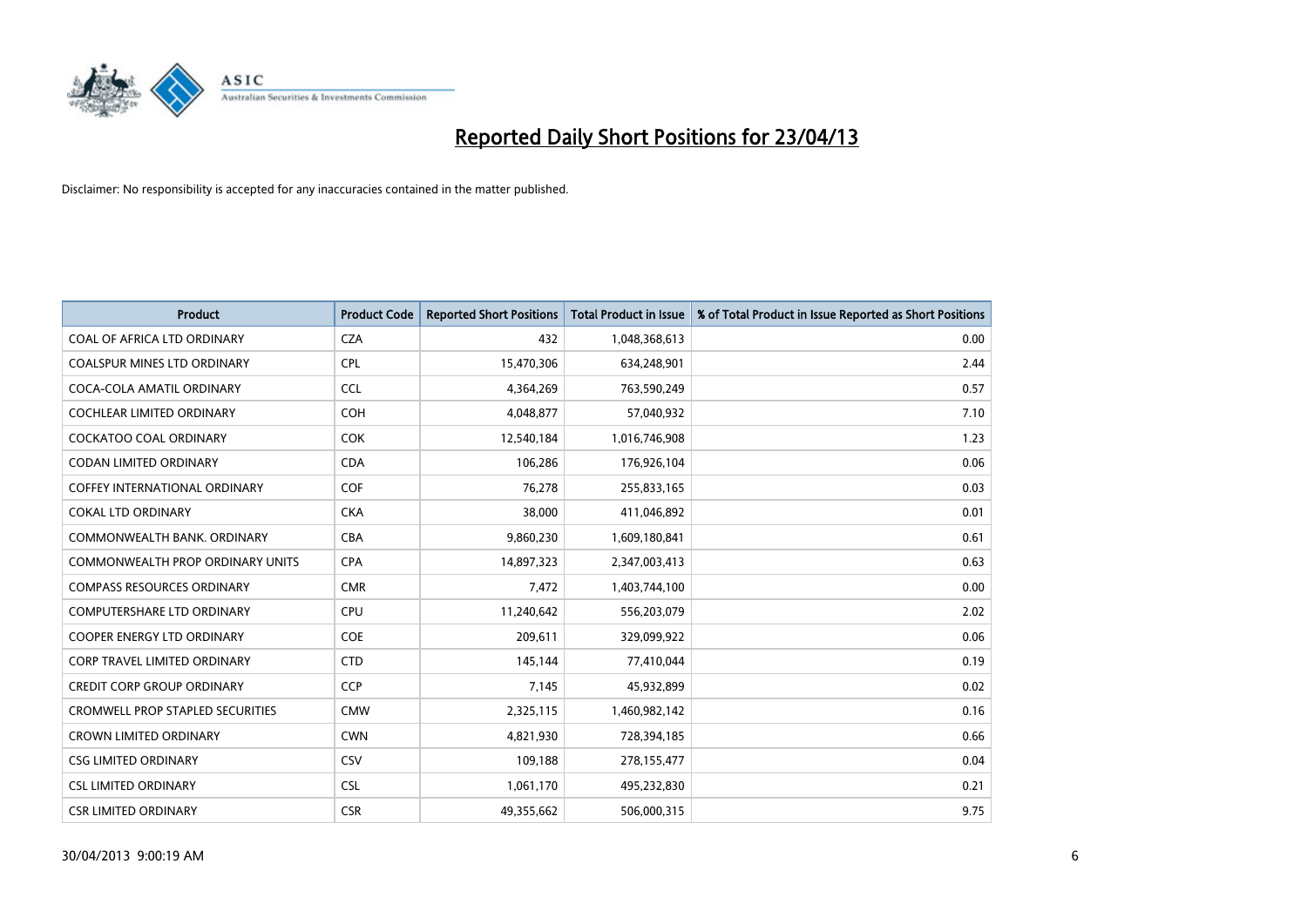# Reported Daily Short Positions for 23/04/13

Disclaimer: No responsibility is accepted for any inaccuracies contained in the matter published.

| Product | Product Code | Reported Short Positions | Total Product in Issue | % of Total Product in Issue Reported as Short Positions |
|---|---|---|---|---|
| COAL OF AFRICA LTD ORDINARY | CZA | 432 | 1,048,368,613 | 0.00 |
| COALSPUR MINES LTD ORDINARY | CPL | 15,470,306 | 634,248,901 | 2.44 |
| COCA-COLA AMATIL ORDINARY | CCL | 4,364,269 | 763,590,249 | 0.57 |
| COCHLEAR LIMITED ORDINARY | COH | 4,048,877 | 57,040,932 | 7.10 |
| COCKATOO COAL ORDINARY | COK | 12,540,184 | 1,016,746,908 | 1.23 |
| CODAN LIMITED ORDINARY | CDA | 106,286 | 176,926,104 | 0.06 |
| COFFEY INTERNATIONAL ORDINARY | COF | 76,278 | 255,833,165 | 0.03 |
| COKAL LTD ORDINARY | CKA | 38,000 | 411,046,892 | 0.01 |
| COMMONWEALTH BANK. ORDINARY | CBA | 9,860,230 | 1,609,180,841 | 0.61 |
| COMMONWEALTH PROP ORDINARY UNITS | CPA | 14,897,323 | 2,347,003,413 | 0.63 |
| COMPASS RESOURCES ORDINARY | CMR | 7,472 | 1,403,744,100 | 0.00 |
| COMPUTERSHARE LTD ORDINARY | CPU | 11,240,642 | 556,203,079 | 2.02 |
| COOPER ENERGY LTD ORDINARY | COE | 209,611 | 329,099,922 | 0.06 |
| CORP TRAVEL LIMITED ORDINARY | CTD | 145,144 | 77,410,044 | 0.19 |
| CREDIT CORP GROUP ORDINARY | CCP | 7,145 | 45,932,899 | 0.02 |
| CROMWELL PROP STAPLED SECURITIES | CMW | 2,325,115 | 1,460,982,142 | 0.16 |
| CROWN LIMITED ORDINARY | CWN | 4,821,930 | 728,394,185 | 0.66 |
| CSG LIMITED ORDINARY | CSV | 109,188 | 278,155,477 | 0.04 |
| CSL LIMITED ORDINARY | CSL | 1,061,170 | 495,232,830 | 0.21 |
| CSR LIMITED ORDINARY | CSR | 49,355,662 | 506,000,315 | 9.75 |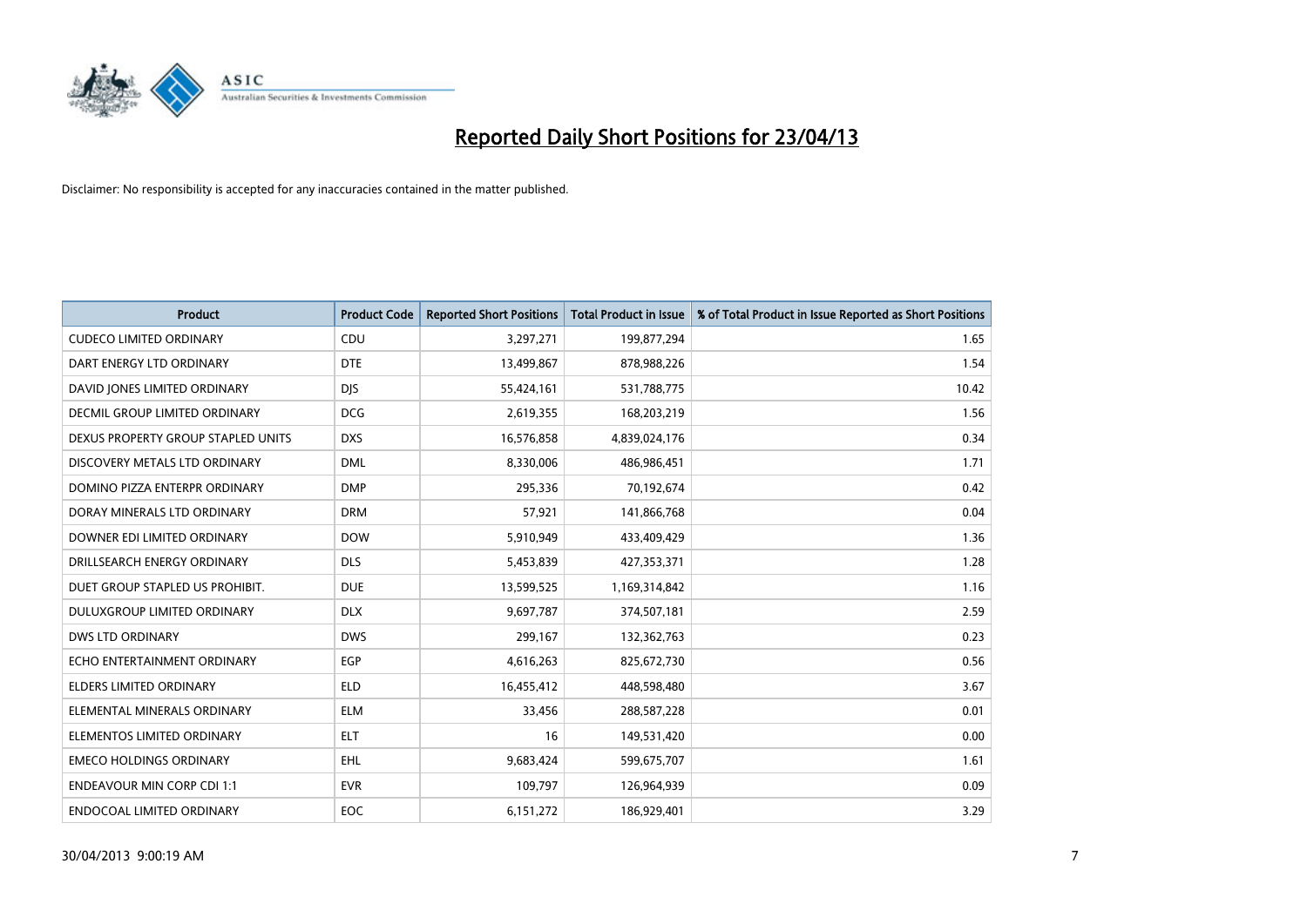# Reported Daily Short Positions for 23/04/13

Disclaimer: No responsibility is accepted for any inaccuracies contained in the matter published.

| Product | Product Code | Reported Short Positions | Total Product in Issue | % of Total Product in Issue Reported as Short Positions |
|---|---|---|---|---|
| CUDECO LIMITED ORDINARY | CDU | 3,297,271 | 199,877,294 | 1.65 |
| DART ENERGY LTD ORDINARY | DTE | 13,499,867 | 878,988,226 | 1.54 |
| DAVID JONES LIMITED ORDINARY | DJS | 55,424,161 | 531,788,775 | 10.42 |
| DECMIL GROUP LIMITED ORDINARY | DCG | 2,619,355 | 168,203,219 | 1.56 |
| DEXUS PROPERTY GROUP STAPLED UNITS | DXS | 16,576,858 | 4,839,024,176 | 0.34 |
| DISCOVERY METALS LTD ORDINARY | DML | 8,330,006 | 486,986,451 | 1.71 |
| DOMINO PIZZA ENTERPR ORDINARY | DMP | 295,336 | 70,192,674 | 0.42 |
| DORAY MINERALS LTD ORDINARY | DRM | 57,921 | 141,866,768 | 0.04 |
| DOWNER EDI LIMITED ORDINARY | DOW | 5,910,949 | 433,409,429 | 1.36 |
| DRILLSEARCH ENERGY ORDINARY | DLS | 5,453,839 | 427,353,371 | 1.28 |
| DUET GROUP STAPLED US PROHIBIT. | DUE | 13,599,525 | 1,169,314,842 | 1.16 |
| DULUXGROUP LIMITED ORDINARY | DLX | 9,697,787 | 374,507,181 | 2.59 |
| DWS LTD ORDINARY | DWS | 299,167 | 132,362,763 | 0.23 |
| ECHO ENTERTAINMENT ORDINARY | EGP | 4,616,263 | 825,672,730 | 0.56 |
| ELDERS LIMITED ORDINARY | ELD | 16,455,412 | 448,598,480 | 3.67 |
| ELEMENTAL MINERALS ORDINARY | ELM | 33,456 | 288,587,228 | 0.01 |
| ELEMENTOS LIMITED ORDINARY | ELT | 16 | 149,531,420 | 0.00 |
| EMECO HOLDINGS ORDINARY | EHL | 9,683,424 | 599,675,707 | 1.61 |
| ENDEAVOUR MIN CORP CDI 1:1 | EVR | 109,797 | 126,964,939 | 0.09 |
| ENDOCOAL LIMITED ORDINARY | EOC | 6,151,272 | 186,929,401 | 3.29 |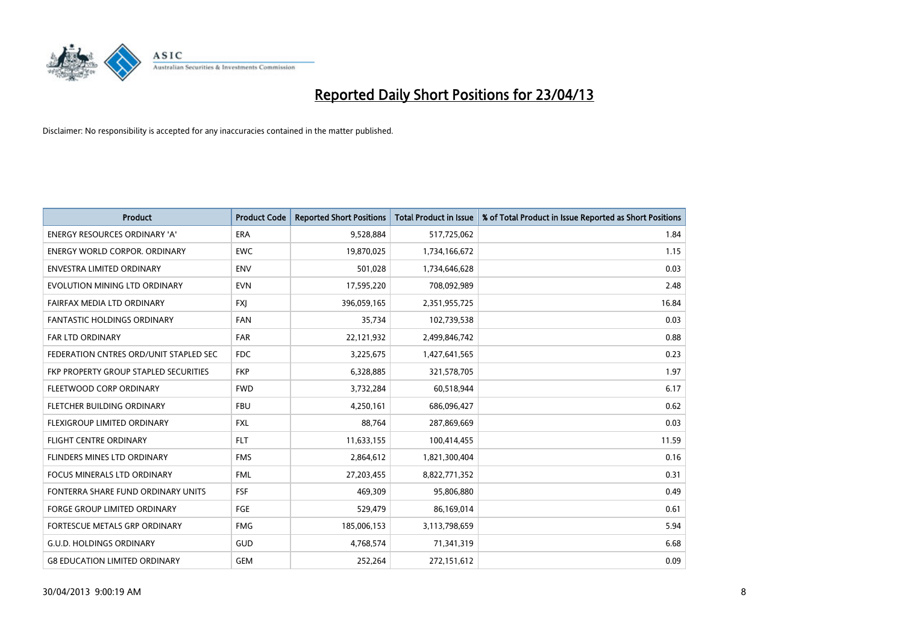# Reported Daily Short Positions for 23/04/13

Disclaimer: No responsibility is accepted for any inaccuracies contained in the matter published.

| Product | Product Code | Reported Short Positions | Total Product in Issue | % of Total Product in Issue Reported as Short Positions |
|---|---|---|---|---|
| ENERGY RESOURCES ORDINARY 'A' | ERA | 9,528,884 | 517,725,062 | 1.84 |
| ENERGY WORLD CORPOR. ORDINARY | EWC | 19,870,025 | 1,734,166,672 | 1.15 |
| ENVESTRA LIMITED ORDINARY | ENV | 501,028 | 1,734,646,628 | 0.03 |
| EVOLUTION MINING LTD ORDINARY | EVN | 17,595,220 | 708,092,989 | 2.48 |
| FAIRFAX MEDIA LTD ORDINARY | FXJ | 396,059,165 | 2,351,955,725 | 16.84 |
| FANTASTIC HOLDINGS ORDINARY | FAN | 35,734 | 102,739,538 | 0.03 |
| FAR LTD ORDINARY | FAR | 22,121,932 | 2,499,846,742 | 0.88 |
| FEDERATION CNTRES ORD/UNIT STAPLED SEC | FDC | 3,225,675 | 1,427,641,565 | 0.23 |
| FKP PROPERTY GROUP STAPLED SECURITIES | FKP | 6,328,885 | 321,578,705 | 1.97 |
| FLEETWOOD CORP ORDINARY | FWD | 3,732,284 | 60,518,944 | 6.17 |
| FLETCHER BUILDING ORDINARY | FBU | 4,250,161 | 686,096,427 | 0.62 |
| FLEXIGROUP LIMITED ORDINARY | FXL | 88,764 | 287,869,669 | 0.03 |
| FLIGHT CENTRE ORDINARY | FLT | 11,633,155 | 100,414,455 | 11.59 |
| FLINDERS MINES LTD ORDINARY | FMS | 2,864,612 | 1,821,300,404 | 0.16 |
| FOCUS MINERALS LTD ORDINARY | FML | 27,203,455 | 8,822,771,352 | 0.31 |
| FONTERRA SHARE FUND ORDINARY UNITS | FSF | 469,309 | 95,806,880 | 0.49 |
| FORGE GROUP LIMITED ORDINARY | FGE | 529,479 | 86,169,014 | 0.61 |
| FORTESCUE METALS GRP ORDINARY | FMG | 185,006,153 | 3,113,798,659 | 5.94 |
| G.U.D. HOLDINGS ORDINARY | GUD | 4,768,574 | 71,341,319 | 6.68 |
| G8 EDUCATION LIMITED ORDINARY | GEM | 252,264 | 272,151,612 | 0.09 |

30/04/2013 9:00:19 AM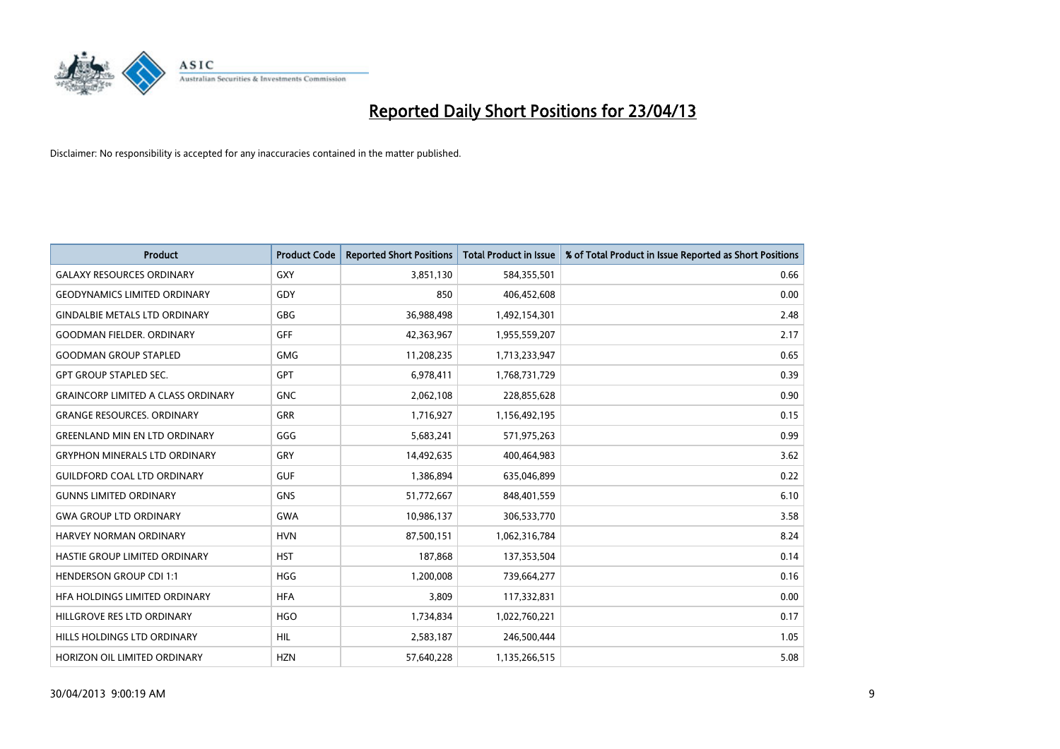# Reported Daily Short Positions for 23/04/13

Disclaimer: No responsibility is accepted for any inaccuracies contained in the matter published.

| Product | Product Code | Reported Short Positions | Total Product in Issue | % of Total Product in Issue Reported as Short Positions |
|---|---|---|---|---|
| GALAXY RESOURCES ORDINARY | GXY | 3,851,130 | 584,355,501 | 0.66 |
| GEODYNAMICS LIMITED ORDINARY | GDY | 850 | 406,452,608 | 0.00 |
| GINDALBIE METALS LTD ORDINARY | GBG | 36,988,498 | 1,492,154,301 | 2.48 |
| GOODMAN FIELDER. ORDINARY | GFF | 42,363,967 | 1,955,559,207 | 2.17 |
| GOODMAN GROUP STAPLED | GMG | 11,208,235 | 1,713,233,947 | 0.65 |
| GPT GROUP STAPLED SEC. | GPT | 6,978,411 | 1,768,731,729 | 0.39 |
| GRAINCORP LIMITED A CLASS ORDINARY | GNC | 2,062,108 | 228,855,628 | 0.90 |
| GRANGE RESOURCES. ORDINARY | GRR | 1,716,927 | 1,156,492,195 | 0.15 |
| GREENLAND MIN EN LTD ORDINARY | GGG | 5,683,241 | 571,975,263 | 0.99 |
| GRYPHON MINERALS LTD ORDINARY | GRY | 14,492,635 | 400,464,983 | 3.62 |
| GUILDFORD COAL LTD ORDINARY | GUF | 1,386,894 | 635,046,899 | 0.22 |
| GUNNS LIMITED ORDINARY | GNS | 51,772,667 | 848,401,559 | 6.10 |
| GWA GROUP LTD ORDINARY | GWA | 10,986,137 | 306,533,770 | 3.58 |
| HARVEY NORMAN ORDINARY | HVN | 87,500,151 | 1,062,316,784 | 8.24 |
| HASTIE GROUP LIMITED ORDINARY | HST | 187,868 | 137,353,504 | 0.14 |
| HENDERSON GROUP CDI 1:1 | HGG | 1,200,008 | 739,664,277 | 0.16 |
| HFA HOLDINGS LIMITED ORDINARY | HFA | 3,809 | 117,332,831 | 0.00 |
| HILLGROVE RES LTD ORDINARY | HGO | 1,734,834 | 1,022,760,221 | 0.17 |
| HILLS HOLDINGS LTD ORDINARY | HIL | 2,583,187 | 246,500,444 | 1.05 |
| HORIZON OIL LIMITED ORDINARY | HZN | 57,640,228 | 1,135,266,515 | 5.08 |

30/04/2013 9:00:19 AM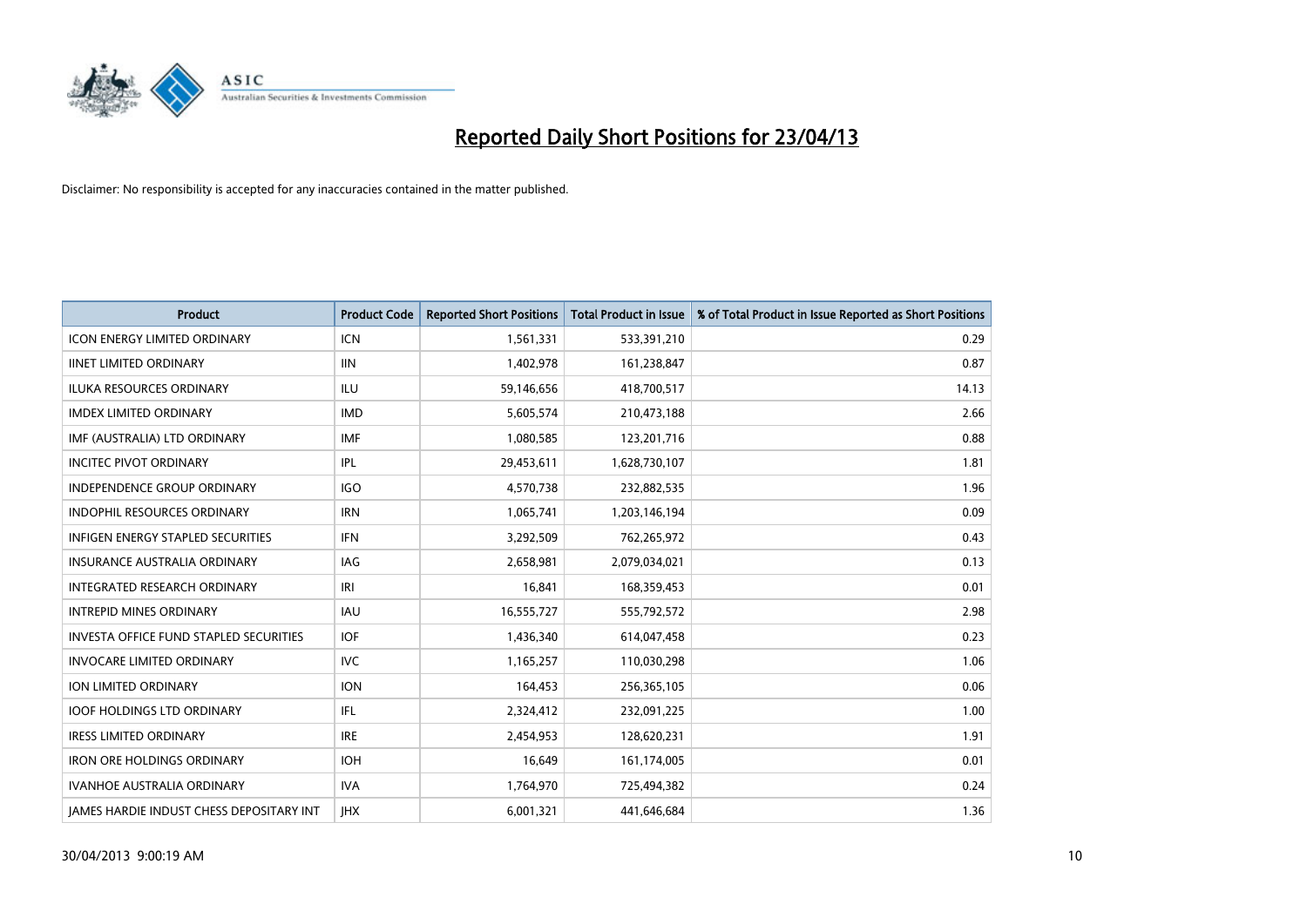# Reported Daily Short Positions for 23/04/13

Disclaimer: No responsibility is accepted for any inaccuracies contained in the matter published.

| Product | Product Code | Reported Short Positions | Total Product in Issue | % of Total Product in Issue Reported as Short Positions |
| --- | --- | --- | --- | --- |
| ICON ENERGY LIMITED ORDINARY | ICN | 1,561,331 | 533,391,210 | 0.29 |
| IINET LIMITED ORDINARY | IIN | 1,402,978 | 161,238,847 | 0.87 |
| ILUKA RESOURCES ORDINARY | ILU | 59,146,656 | 418,700,517 | 14.13 |
| IMDEX LIMITED ORDINARY | IMD | 5,605,574 | 210,473,188 | 2.66 |
| IMF (AUSTRALIA) LTD ORDINARY | IMF | 1,080,585 | 123,201,716 | 0.88 |
| INCITEC PIVOT ORDINARY | IPL | 29,453,611 | 1,628,730,107 | 1.81 |
| INDEPENDENCE GROUP ORDINARY | IGO | 4,570,738 | 232,882,535 | 1.96 |
| INDOPHIL RESOURCES ORDINARY | IRN | 1,065,741 | 1,203,146,194 | 0.09 |
| INFIGEN ENERGY STAPLED SECURITIES | IFN | 3,292,509 | 762,265,972 | 0.43 |
| INSURANCE AUSTRALIA ORDINARY | IAG | 2,658,981 | 2,079,034,021 | 0.13 |
| INTEGRATED RESEARCH ORDINARY | IRI | 16,841 | 168,359,453 | 0.01 |
| INTREPID MINES ORDINARY | IAU | 16,555,727 | 555,792,572 | 2.98 |
| INVESTA OFFICE FUND STAPLED SECURITIES | IOF | 1,436,340 | 614,047,458 | 0.23 |
| INVOCARE LIMITED ORDINARY | IVC | 1,165,257 | 110,030,298 | 1.06 |
| ION LIMITED ORDINARY | ION | 164,453 | 256,365,105 | 0.06 |
| IOOF HOLDINGS LTD ORDINARY | IFL | 2,324,412 | 232,091,225 | 1.00 |
| IRESS LIMITED ORDINARY | IRE | 2,454,953 | 128,620,231 | 1.91 |
| IRON ORE HOLDINGS ORDINARY | IOH | 16,649 | 161,174,005 | 0.01 |
| IVANHOE AUSTRALIA ORDINARY | IVA | 1,764,970 | 725,494,382 | 0.24 |
| JAMES HARDIE INDUST CHESS DEPOSITARY INT | JHX | 6,001,321 | 441,646,684 | 1.36 |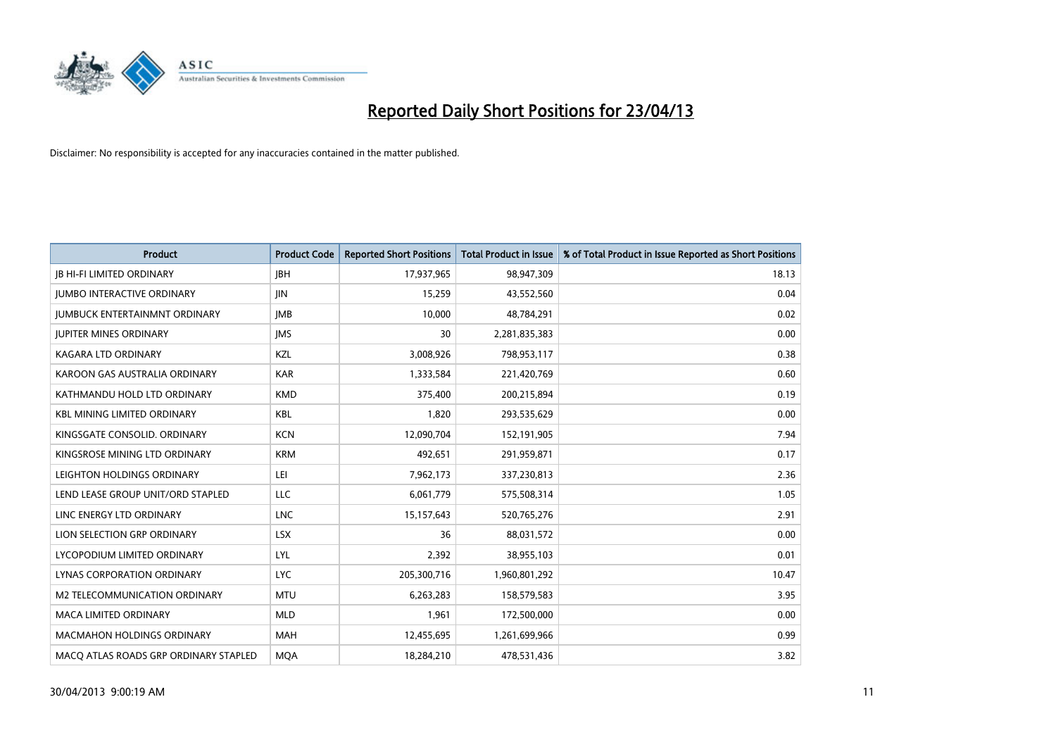# Reported Daily Short Positions for 23/04/13

Disclaimer: No responsibility is accepted for any inaccuracies contained in the matter published.

| Product | Product Code | Reported Short Positions | Total Product in Issue | % of Total Product in Issue Reported as Short Positions |
|---|---|---|---|---|
| JB HI-FI LIMITED ORDINARY | JBH | 17,937,965 | 98,947,309 | 18.13 |
| JUMBO INTERACTIVE ORDINARY | JIN | 15,259 | 43,552,560 | 0.04 |
| JUMBUCK ENTERTAINMNT ORDINARY | JMB | 10,000 | 48,784,291 | 0.02 |
| JUPITER MINES ORDINARY | JMS | 30 | 2,281,835,383 | 0.00 |
| KAGARA LTD ORDINARY | KZL | 3,008,926 | 798,953,117 | 0.38 |
| KAROON GAS AUSTRALIA ORDINARY | KAR | 1,333,584 | 221,420,769 | 0.60 |
| KATHMANDU HOLD LTD ORDINARY | KMD | 375,400 | 200,215,894 | 0.19 |
| KBL MINING LIMITED ORDINARY | KBL | 1,820 | 293,535,629 | 0.00 |
| KINGSGATE CONSOLID. ORDINARY | KCN | 12,090,704 | 152,191,905 | 7.94 |
| KINGSROSE MINING LTD ORDINARY | KRM | 492,651 | 291,959,871 | 0.17 |
| LEIGHTON HOLDINGS ORDINARY | LEI | 7,962,173 | 337,230,813 | 2.36 |
| LEND LEASE GROUP UNIT/ORD STAPLED | LLC | 6,061,779 | 575,508,314 | 1.05 |
| LINC ENERGY LTD ORDINARY | LNC | 15,157,643 | 520,765,276 | 2.91 |
| LION SELECTION GRP ORDINARY | LSX | 36 | 88,031,572 | 0.00 |
| LYCOPODIUM LIMITED ORDINARY | LYL | 2,392 | 38,955,103 | 0.01 |
| LYNAS CORPORATION ORDINARY | LYC | 205,300,716 | 1,960,801,292 | 10.47 |
| M2 TELECOMMUNICATION ORDINARY | MTU | 6,263,283 | 158,579,583 | 3.95 |
| MACA LIMITED ORDINARY | MLD | 1,961 | 172,500,000 | 0.00 |
| MACMAHON HOLDINGS ORDINARY | MAH | 12,455,695 | 1,261,699,966 | 0.99 |
| MACQ ATLAS ROADS GRP ORDINARY STAPLED | MQA | 18,284,210 | 478,531,436 | 3.82 |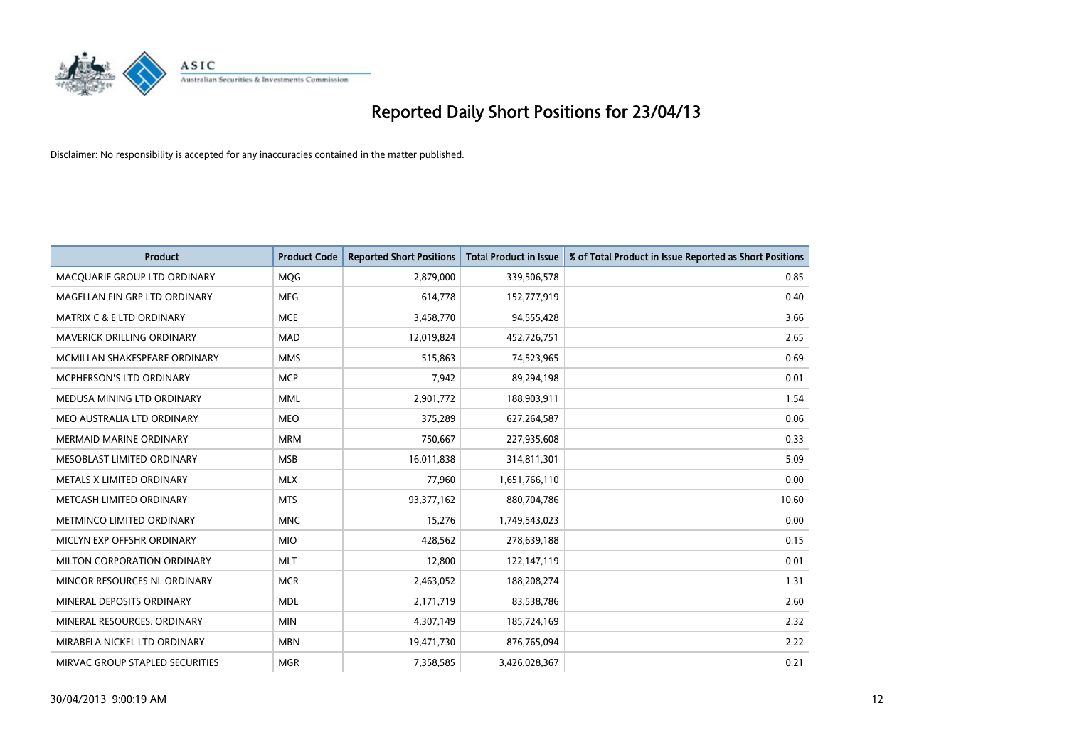# Reported Daily Short Positions for 23/04/13

Disclaimer: No responsibility is accepted for any inaccuracies contained in the matter published.

| Product | Product Code | Reported Short Positions | Total Product in Issue | % of Total Product in Issue Reported as Short Positions |
|---|---|---|---|---|
| MACQUARIE GROUP LTD ORDINARY | MQG | 2,879,000 | 339,506,578 | 0.85 |
| MAGELLAN FIN GRP LTD ORDINARY | MFG | 614,778 | 152,777,919 | 0.40 |
| MATRIX C & E LTD ORDINARY | MCE | 3,458,770 | 94,555,428 | 3.66 |
| MAVERICK DRILLING ORDINARY | MAD | 12,019,824 | 452,726,751 | 2.65 |
| MCMILLAN SHAKESPEARE ORDINARY | MMS | 515,863 | 74,523,965 | 0.69 |
| MCPHERSON'S LTD ORDINARY | MCP | 7,942 | 89,294,198 | 0.01 |
| MEDUSA MINING LTD ORDINARY | MML | 2,901,772 | 188,903,911 | 1.54 |
| MEO AUSTRALIA LTD ORDINARY | MEO | 375,289 | 627,264,587 | 0.06 |
| MERMAID MARINE ORDINARY | MRM | 750,667 | 227,935,608 | 0.33 |
| MESOBLAST LIMITED ORDINARY | MSB | 16,011,838 | 314,811,301 | 5.09 |
| METALS X LIMITED ORDINARY | MLX | 77,960 | 1,651,766,110 | 0.00 |
| METCASH LIMITED ORDINARY | MTS | 93,377,162 | 880,704,786 | 10.60 |
| METMINCO LIMITED ORDINARY | MNC | 15,276 | 1,749,543,023 | 0.00 |
| MICLYN EXP OFFSHR ORDINARY | MIO | 428,562 | 278,639,188 | 0.15 |
| MILTON CORPORATION ORDINARY | MLT | 12,800 | 122,147,119 | 0.01 |
| MINCOR RESOURCES NL ORDINARY | MCR | 2,463,052 | 188,208,274 | 1.31 |
| MINERAL DEPOSITS ORDINARY | MDL | 2,171,719 | 83,538,786 | 2.60 |
| MINERAL RESOURCES. ORDINARY | MIN | 4,307,149 | 185,724,169 | 2.32 |
| MIRABELA NICKEL LTD ORDINARY | MBN | 19,471,730 | 876,765,094 | 2.22 |
| MIRVAC GROUP STAPLED SECURITIES | MGR | 7,358,585 | 3,426,028,367 | 0.21 |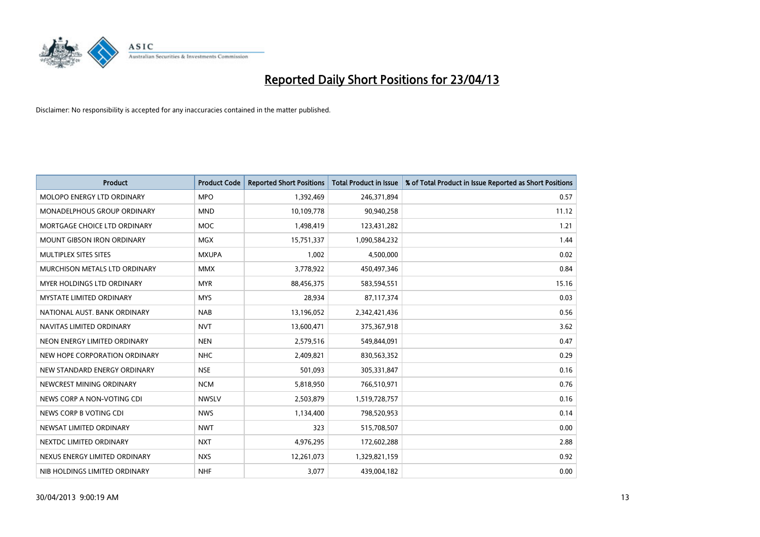# Reported Daily Short Positions for 23/04/13

Disclaimer: No responsibility is accepted for any inaccuracies contained in the matter published.

| Product | Product Code | Reported Short Positions | Total Product in Issue | % of Total Product in Issue Reported as Short Positions |
|---|---|---|---|---|
| MOLOPO ENERGY LTD ORDINARY | MPO | 1,392,469 | 246,371,894 | 0.57 |
| MONADELPHOUS GROUP ORDINARY | MND | 10,109,778 | 90,940,258 | 11.12 |
| MORTGAGE CHOICE LTD ORDINARY | MOC | 1,498,419 | 123,431,282 | 1.21 |
| MOUNT GIBSON IRON ORDINARY | MGX | 15,751,337 | 1,090,584,232 | 1.44 |
| MULTIPLEX SITES SITES | MXUPA | 1,002 | 4,500,000 | 0.02 |
| MURCHISON METALS LTD ORDINARY | MMX | 3,778,922 | 450,497,346 | 0.84 |
| MYER HOLDINGS LTD ORDINARY | MYR | 88,456,375 | 583,594,551 | 15.16 |
| MYSTATE LIMITED ORDINARY | MYS | 28,934 | 87,117,374 | 0.03 |
| NATIONAL AUST. BANK ORDINARY | NAB | 13,196,052 | 2,342,421,436 | 0.56 |
| NAVITAS LIMITED ORDINARY | NVT | 13,600,471 | 375,367,918 | 3.62 |
| NEON ENERGY LIMITED ORDINARY | NEN | 2,579,516 | 549,844,091 | 0.47 |
| NEW HOPE CORPORATION ORDINARY | NHC | 2,409,821 | 830,563,352 | 0.29 |
| NEW STANDARD ENERGY ORDINARY | NSE | 501,093 | 305,331,847 | 0.16 |
| NEWCREST MINING ORDINARY | NCM | 5,818,950 | 766,510,971 | 0.76 |
| NEWS CORP A NON-VOTING CDI | NWSLV | 2,503,879 | 1,519,728,757 | 0.16 |
| NEWS CORP B VOTING CDI | NWS | 1,134,400 | 798,520,953 | 0.14 |
| NEWSAT LIMITED ORDINARY | NWT | 323 | 515,708,507 | 0.00 |
| NEXTDC LIMITED ORDINARY | NXT | 4,976,295 | 172,602,288 | 2.88 |
| NEXUS ENERGY LIMITED ORDINARY | NXS | 12,261,073 | 1,329,821,159 | 0.92 |
| NIB HOLDINGS LIMITED ORDINARY | NHF | 3,077 | 439,004,182 | 0.00 |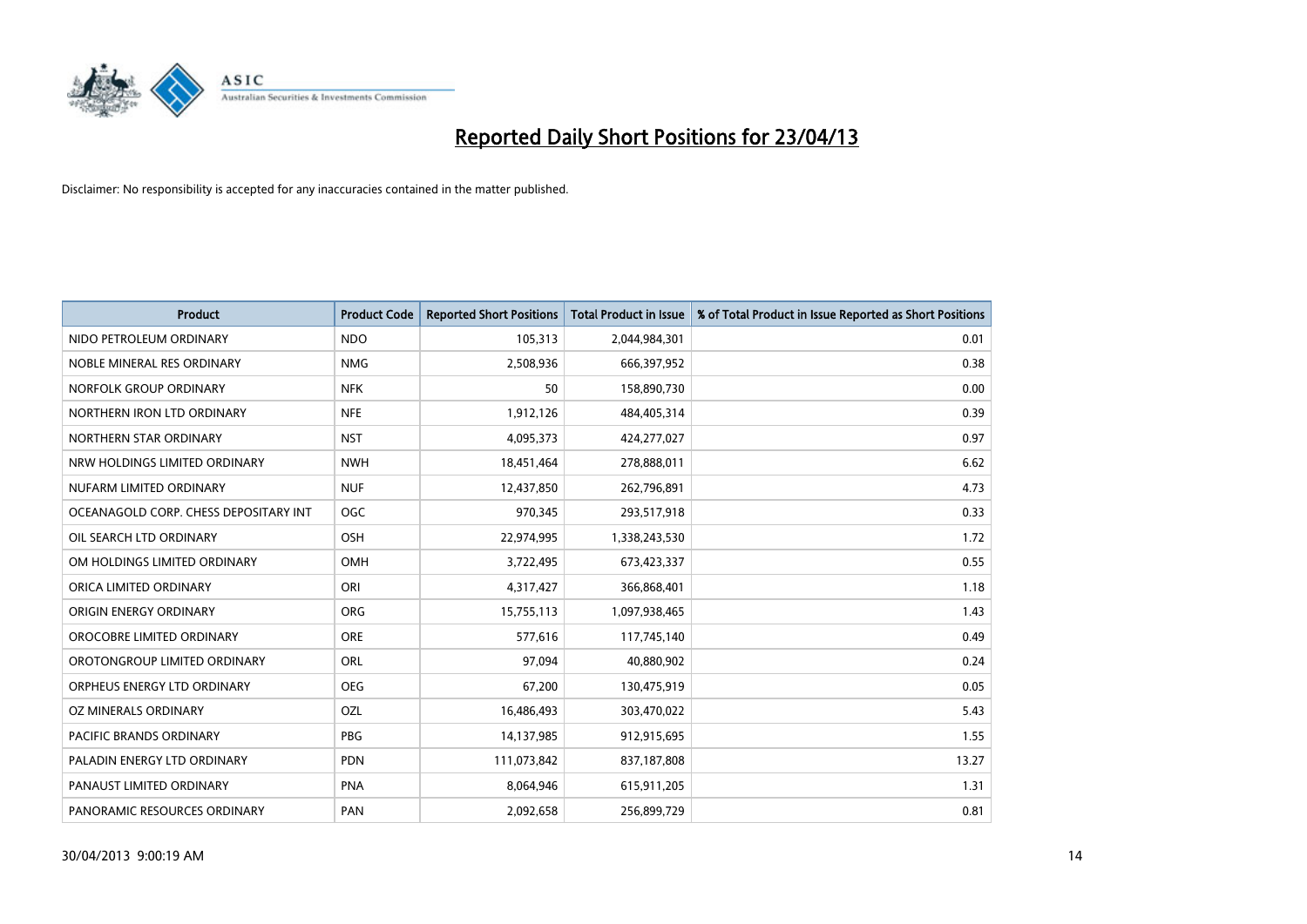# Reported Daily Short Positions for 23/04/13

Disclaimer: No responsibility is accepted for any inaccuracies contained in the matter published.

| Product | Product Code | Reported Short Positions | Total Product in Issue | % of Total Product in Issue Reported as Short Positions |
|---|---|---|---|---|
| NIDO PETROLEUM ORDINARY | NDO | 105,313 | 2,044,984,301 | 0.01 |
| NOBLE MINERAL RES ORDINARY | NMG | 2,508,936 | 666,397,952 | 0.38 |
| NORFOLK GROUP ORDINARY | NFK | 50 | 158,890,730 | 0.00 |
| NORTHERN IRON LTD ORDINARY | NFE | 1,912,126 | 484,405,314 | 0.39 |
| NORTHERN STAR ORDINARY | NST | 4,095,373 | 424,277,027 | 0.97 |
| NRW HOLDINGS LIMITED ORDINARY | NWH | 18,451,464 | 278,888,011 | 6.62 |
| NUFARM LIMITED ORDINARY | NUF | 12,437,850 | 262,796,891 | 4.73 |
| OCEANAGOLD CORP. CHESS DEPOSITARY INT | OGC | 970,345 | 293,517,918 | 0.33 |
| OIL SEARCH LTD ORDINARY | OSH | 22,974,995 | 1,338,243,530 | 1.72 |
| OM HOLDINGS LIMITED ORDINARY | OMH | 3,722,495 | 673,423,337 | 0.55 |
| ORICA LIMITED ORDINARY | ORI | 4,317,427 | 366,868,401 | 1.18 |
| ORIGIN ENERGY ORDINARY | ORG | 15,755,113 | 1,097,938,465 | 1.43 |
| OROCOBRE LIMITED ORDINARY | ORE | 577,616 | 117,745,140 | 0.49 |
| OROTONGROUP LIMITED ORDINARY | ORL | 97,094 | 40,880,902 | 0.24 |
| ORPHEUS ENERGY LTD ORDINARY | OEG | 67,200 | 130,475,919 | 0.05 |
| OZ MINERALS ORDINARY | OZL | 16,486,493 | 303,470,022 | 5.43 |
| PACIFIC BRANDS ORDINARY | PBG | 14,137,985 | 912,915,695 | 1.55 |
| PALADIN ENERGY LTD ORDINARY | PDN | 111,073,842 | 837,187,808 | 13.27 |
| PANAUST LIMITED ORDINARY | PNA | 8,064,946 | 615,911,205 | 1.31 |
| PANORAMIC RESOURCES ORDINARY | PAN | 2,092,658 | 256,899,729 | 0.81 |

30/04/2013 9:00:19 AM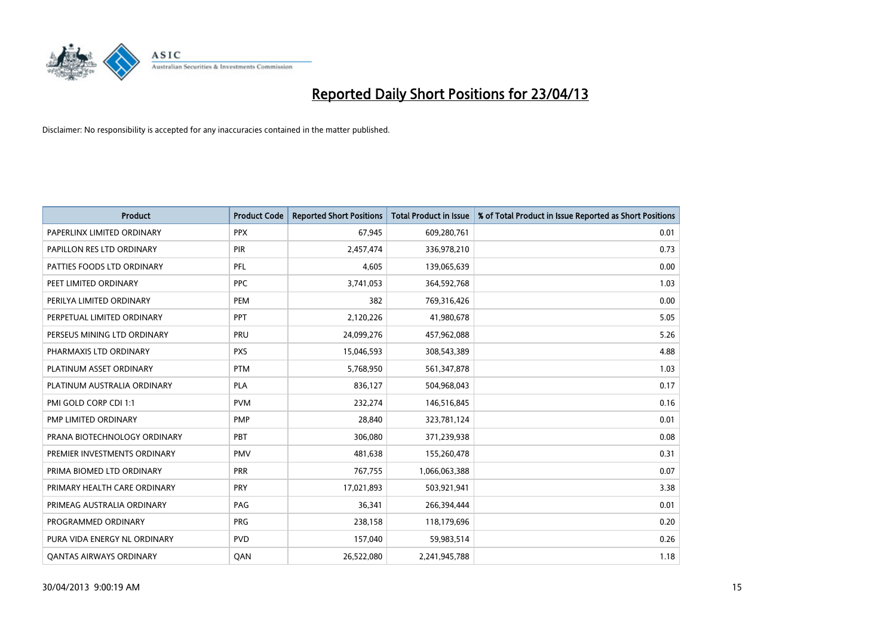# Reported Daily Short Positions for 23/04/13

Disclaimer: No responsibility is accepted for any inaccuracies contained in the matter published.

| Product | Product Code | Reported Short Positions | Total Product in Issue | % of Total Product in Issue Reported as Short Positions |
|---|---|---|---|---|
| PAPERLINX LIMITED ORDINARY | PPX | 67,945 | 609,280,761 | 0.01 |
| PAPILLON RES LTD ORDINARY | PIR | 2,457,474 | 336,978,210 | 0.73 |
| PATTIES FOODS LTD ORDINARY | PFL | 4,605 | 139,065,639 | 0.00 |
| PEET LIMITED ORDINARY | PPC | 3,741,053 | 364,592,768 | 1.03 |
| PERILYA LIMITED ORDINARY | PEM | 382 | 769,316,426 | 0.00 |
| PERPETUAL LIMITED ORDINARY | PPT | 2,120,226 | 41,980,678 | 5.05 |
| PERSEUS MINING LTD ORDINARY | PRU | 24,099,276 | 457,962,088 | 5.26 |
| PHARMAXIS LTD ORDINARY | PXS | 15,046,593 | 308,543,389 | 4.88 |
| PLATINUM ASSET ORDINARY | PTM | 5,768,950 | 561,347,878 | 1.03 |
| PLATINUM AUSTRALIA ORDINARY | PLA | 836,127 | 504,968,043 | 0.17 |
| PMI GOLD CORP CDI 1:1 | PVM | 232,274 | 146,516,845 | 0.16 |
| PMP LIMITED ORDINARY | PMP | 28,840 | 323,781,124 | 0.01 |
| PRANA BIOTECHNOLOGY ORDINARY | PBT | 306,080 | 371,239,938 | 0.08 |
| PREMIER INVESTMENTS ORDINARY | PMV | 481,638 | 155,260,478 | 0.31 |
| PRIMA BIOMED LTD ORDINARY | PRR | 767,755 | 1,066,063,388 | 0.07 |
| PRIMARY HEALTH CARE ORDINARY | PRY | 17,021,893 | 503,921,941 | 3.38 |
| PRIMEAG AUSTRALIA ORDINARY | PAG | 36,341 | 266,394,444 | 0.01 |
| PROGRAMMED ORDINARY | PRG | 238,158 | 118,179,696 | 0.20 |
| PURA VIDA ENERGY NL ORDINARY | PVD | 157,040 | 59,983,514 | 0.26 |
| QANTAS AIRWAYS ORDINARY | QAN | 26,522,080 | 2,241,945,788 | 1.18 |

30/04/2013 9:00:19 AM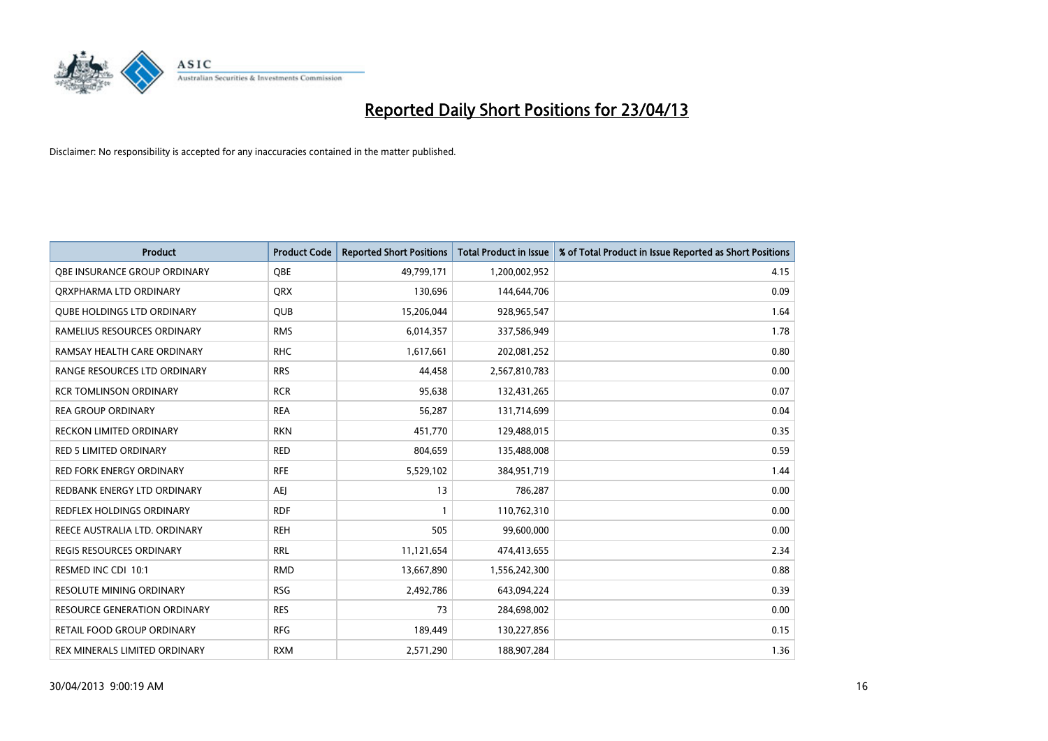# Reported Daily Short Positions for 23/04/13

Disclaimer: No responsibility is accepted for any inaccuracies contained in the matter published.

| Product | Product Code | Reported Short Positions | Total Product in Issue | % of Total Product in Issue Reported as Short Positions |
|---|---|---|---|---|
| QBE INSURANCE GROUP ORDINARY | QBE | 49,799,171 | 1,200,002,952 | 4.15 |
| QRXPHARMA LTD ORDINARY | QRX | 130,696 | 144,644,706 | 0.09 |
| QUBE HOLDINGS LTD ORDINARY | QUB | 15,206,044 | 928,965,547 | 1.64 |
| RAMELIUS RESOURCES ORDINARY | RMS | 6,014,357 | 337,586,949 | 1.78 |
| RAMSAY HEALTH CARE ORDINARY | RHC | 1,617,661 | 202,081,252 | 0.80 |
| RANGE RESOURCES LTD ORDINARY | RRS | 44,458 | 2,567,810,783 | 0.00 |
| RCR TOMLINSON ORDINARY | RCR | 95,638 | 132,431,265 | 0.07 |
| REA GROUP ORDINARY | REA | 56,287 | 131,714,699 | 0.04 |
| RECKON LIMITED ORDINARY | RKN | 451,770 | 129,488,015 | 0.35 |
| RED 5 LIMITED ORDINARY | RED | 804,659 | 135,488,008 | 0.59 |
| RED FORK ENERGY ORDINARY | RFE | 5,529,102 | 384,951,719 | 1.44 |
| REDBANK ENERGY LTD ORDINARY | AEJ | 13 | 786,287 | 0.00 |
| REDFLEX HOLDINGS ORDINARY | RDF | 1 | 110,762,310 | 0.00 |
| REECE AUSTRALIA LTD. ORDINARY | REH | 505 | 99,600,000 | 0.00 |
| REGIS RESOURCES ORDINARY | RRL | 11,121,654 | 474,413,655 | 2.34 |
| RESMED INC CDI 10:1 | RMD | 13,667,890 | 1,556,242,300 | 0.88 |
| RESOLUTE MINING ORDINARY | RSG | 2,492,786 | 643,094,224 | 0.39 |
| RESOURCE GENERATION ORDINARY | RES | 73 | 284,698,002 | 0.00 |
| RETAIL FOOD GROUP ORDINARY | RFG | 189,449 | 130,227,856 | 0.15 |
| REX MINERALS LIMITED ORDINARY | RXM | 2,571,290 | 188,907,284 | 1.36 |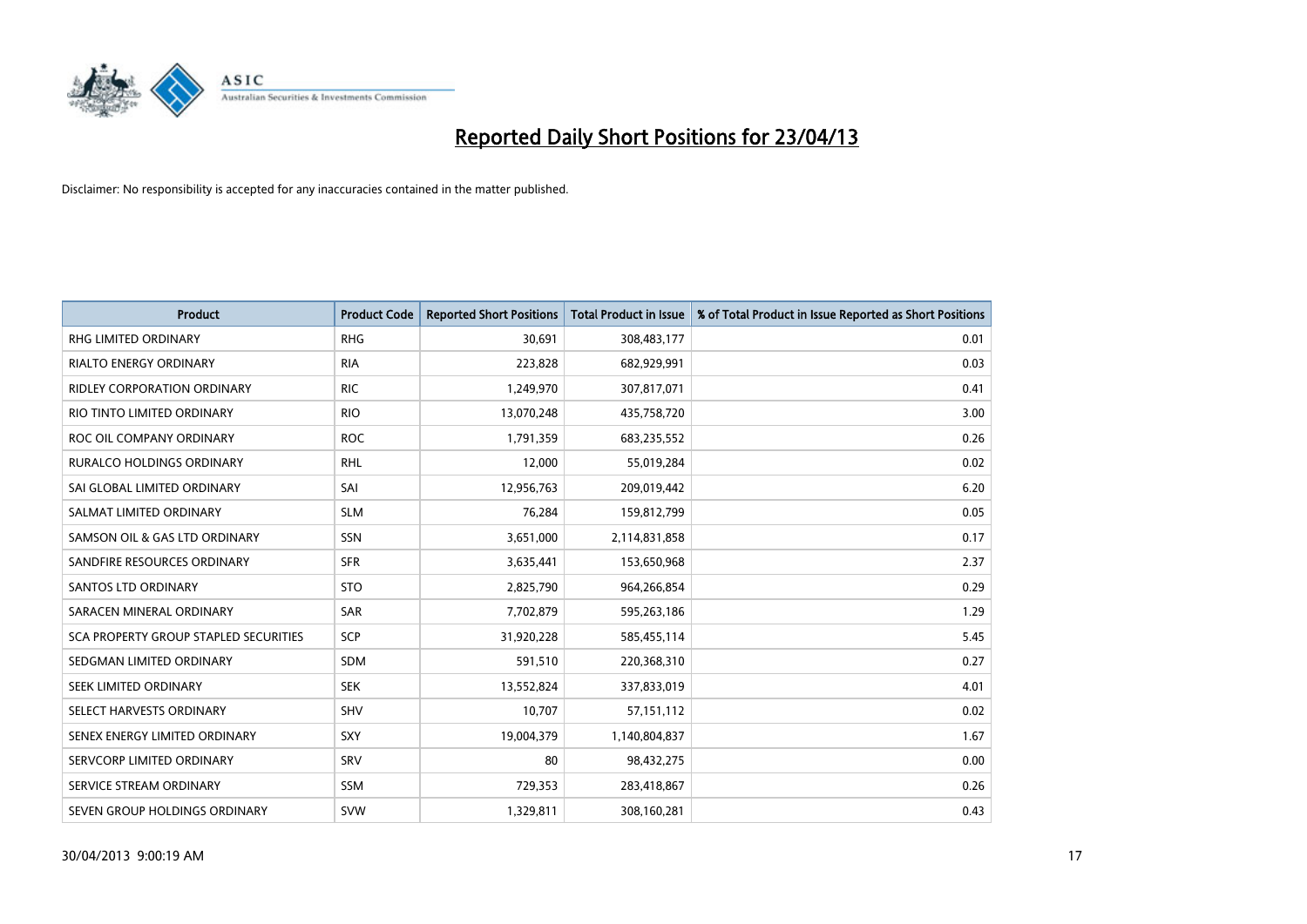# Reported Daily Short Positions for 23/04/13

Disclaimer: No responsibility is accepted for any inaccuracies contained in the matter published.

| Product | Product Code | Reported Short Positions | Total Product in Issue | % of Total Product in Issue Reported as Short Positions |
|---|---|---|---|---|
| RHG LIMITED ORDINARY | RHG | 30,691 | 308,483,177 | 0.01 |
| RIALTO ENERGY ORDINARY | RIA | 223,828 | 682,929,991 | 0.03 |
| RIDLEY CORPORATION ORDINARY | RIC | 1,249,970 | 307,817,071 | 0.41 |
| RIO TINTO LIMITED ORDINARY | RIO | 13,070,248 | 435,758,720 | 3.00 |
| ROC OIL COMPANY ORDINARY | ROC | 1,791,359 | 683,235,552 | 0.26 |
| RURALCO HOLDINGS ORDINARY | RHL | 12,000 | 55,019,284 | 0.02 |
| SAI GLOBAL LIMITED ORDINARY | SAI | 12,956,763 | 209,019,442 | 6.20 |
| SALMAT LIMITED ORDINARY | SLM | 76,284 | 159,812,799 | 0.05 |
| SAMSON OIL & GAS LTD ORDINARY | SSN | 3,651,000 | 2,114,831,858 | 0.17 |
| SANDFIRE RESOURCES ORDINARY | SFR | 3,635,441 | 153,650,968 | 2.37 |
| SANTOS LTD ORDINARY | STO | 2,825,790 | 964,266,854 | 0.29 |
| SARACEN MINERAL ORDINARY | SAR | 7,702,879 | 595,263,186 | 1.29 |
| SCA PROPERTY GROUP STAPLED SECURITIES | SCP | 31,920,228 | 585,455,114 | 5.45 |
| SEDGMAN LIMITED ORDINARY | SDM | 591,510 | 220,368,310 | 0.27 |
| SEEK LIMITED ORDINARY | SEK | 13,552,824 | 337,833,019 | 4.01 |
| SELECT HARVESTS ORDINARY | SHV | 10,707 | 57,151,112 | 0.02 |
| SENEX ENERGY LIMITED ORDINARY | SXY | 19,004,379 | 1,140,804,837 | 1.67 |
| SERVCORP LIMITED ORDINARY | SRV | 80 | 98,432,275 | 0.00 |
| SERVICE STREAM ORDINARY | SSM | 729,353 | 283,418,867 | 0.26 |
| SEVEN GROUP HOLDINGS ORDINARY | SVW | 1,329,811 | 308,160,281 | 0.43 |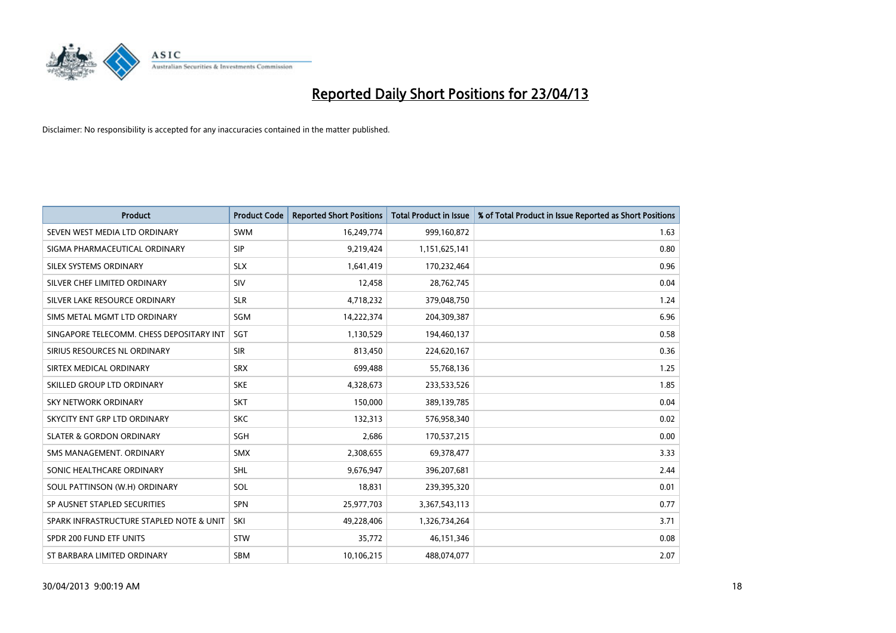# Reported Daily Short Positions for 23/04/13

Disclaimer: No responsibility is accepted for any inaccuracies contained in the matter published.

| Product | Product Code | Reported Short Positions | Total Product in Issue | % of Total Product in Issue Reported as Short Positions |
|---|---|---|---|---|
| SEVEN WEST MEDIA LTD ORDINARY | SWM | 16,249,774 | 999,160,872 | 1.63 |
| SIGMA PHARMACEUTICAL ORDINARY | SIP | 9,219,424 | 1,151,625,141 | 0.80 |
| SILEX SYSTEMS ORDINARY | SLX | 1,641,419 | 170,232,464 | 0.96 |
| SILVER CHEF LIMITED ORDINARY | SIV | 12,458 | 28,762,745 | 0.04 |
| SILVER LAKE RESOURCE ORDINARY | SLR | 4,718,232 | 379,048,750 | 1.24 |
| SIMS METAL MGMT LTD ORDINARY | SGM | 14,222,374 | 204,309,387 | 6.96 |
| SINGAPORE TELECOMM. CHESS DEPOSITARY INT | SGT | 1,130,529 | 194,460,137 | 0.58 |
| SIRIUS RESOURCES NL ORDINARY | SIR | 813,450 | 224,620,167 | 0.36 |
| SIRTEX MEDICAL ORDINARY | SRX | 699,488 | 55,768,136 | 1.25 |
| SKILLED GROUP LTD ORDINARY | SKE | 4,328,673 | 233,533,526 | 1.85 |
| SKY NETWORK ORDINARY | SKT | 150,000 | 389,139,785 | 0.04 |
| SKYCITY ENT GRP LTD ORDINARY | SKC | 132,313 | 576,958,340 | 0.02 |
| SLATER & GORDON ORDINARY | SGH | 2,686 | 170,537,215 | 0.00 |
| SMS MANAGEMENT. ORDINARY | SMX | 2,308,655 | 69,378,477 | 3.33 |
| SONIC HEALTHCARE ORDINARY | SHL | 9,676,947 | 396,207,681 | 2.44 |
| SOUL PATTINSON (W.H) ORDINARY | SOL | 18,831 | 239,395,320 | 0.01 |
| SP AUSNET STAPLED SECURITIES | SPN | 25,977,703 | 3,367,543,113 | 0.77 |
| SPARK INFRASTRUCTURE STAPLED NOTE & UNIT | SKI | 49,228,406 | 1,326,734,264 | 3.71 |
| SPDR 200 FUND ETF UNITS | STW | 35,772 | 46,151,346 | 0.08 |
| ST BARBARA LIMITED ORDINARY | SBM | 10,106,215 | 488,074,077 | 2.07 |

30/04/2013 9:00:19 AM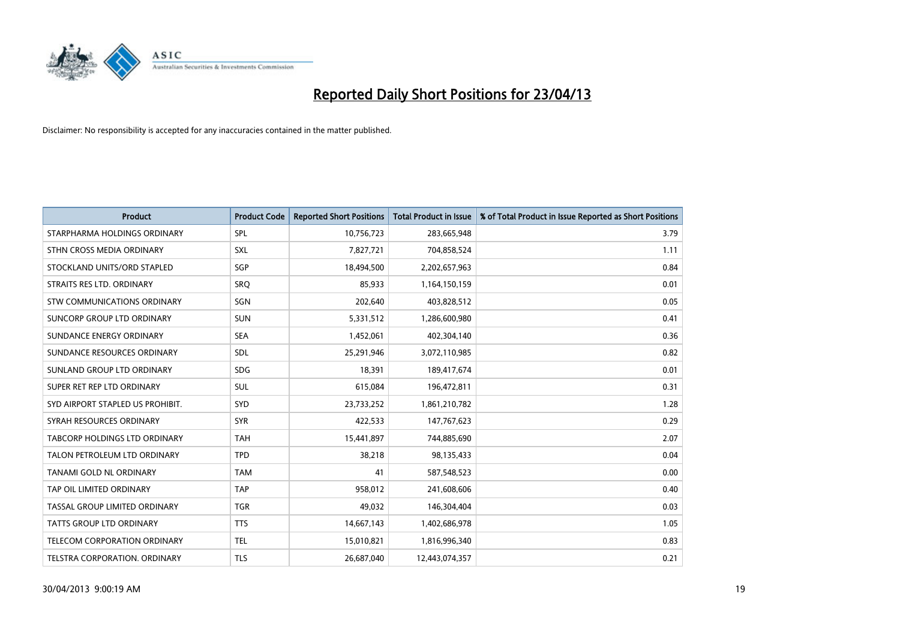# Reported Daily Short Positions for 23/04/13

Disclaimer: No responsibility is accepted for any inaccuracies contained in the matter published.

| Product | Product Code | Reported Short Positions | Total Product in Issue | % of Total Product in Issue Reported as Short Positions |
|---|---|---|---|---|
| STARPHARMA HOLDINGS ORDINARY | SPL | 10,756,723 | 283,665,948 | 3.79 |
| STHN CROSS MEDIA ORDINARY | SXL | 7,827,721 | 704,858,524 | 1.11 |
| STOCKLAND UNITS/ORD STAPLED | SGP | 18,494,500 | 2,202,657,963 | 0.84 |
| STRAITS RES LTD. ORDINARY | SRQ | 85,933 | 1,164,150,159 | 0.01 |
| STW COMMUNICATIONS ORDINARY | SGN | 202,640 | 403,828,512 | 0.05 |
| SUNCORP GROUP LTD ORDINARY | SUN | 5,331,512 | 1,286,600,980 | 0.41 |
| SUNDANCE ENERGY ORDINARY | SEA | 1,452,061 | 402,304,140 | 0.36 |
| SUNDANCE RESOURCES ORDINARY | SDL | 25,291,946 | 3,072,110,985 | 0.82 |
| SUNLAND GROUP LTD ORDINARY | SDG | 18,391 | 189,417,674 | 0.01 |
| SUPER RET REP LTD ORDINARY | SUL | 615,084 | 196,472,811 | 0.31 |
| SYD AIRPORT STAPLED US PROHIBIT. | SYD | 23,733,252 | 1,861,210,782 | 1.28 |
| SYRAH RESOURCES ORDINARY | SYR | 422,533 | 147,767,623 | 0.29 |
| TABCORP HOLDINGS LTD ORDINARY | TAH | 15,441,897 | 744,885,690 | 2.07 |
| TALON PETROLEUM LTD ORDINARY | TPD | 38,218 | 98,135,433 | 0.04 |
| TANAMI GOLD NL ORDINARY | TAM | 41 | 587,548,523 | 0.00 |
| TAP OIL LIMITED ORDINARY | TAP | 958,012 | 241,608,606 | 0.40 |
| TASSAL GROUP LIMITED ORDINARY | TGR | 49,032 | 146,304,404 | 0.03 |
| TATTS GROUP LTD ORDINARY | TTS | 14,667,143 | 1,402,686,978 | 1.05 |
| TELECOM CORPORATION ORDINARY | TEL | 15,010,821 | 1,816,996,340 | 0.83 |
| TELSTRA CORPORATION. ORDINARY | TLS | 26,687,040 | 12,443,074,357 | 0.21 |

30/04/2013 9:00:19 AM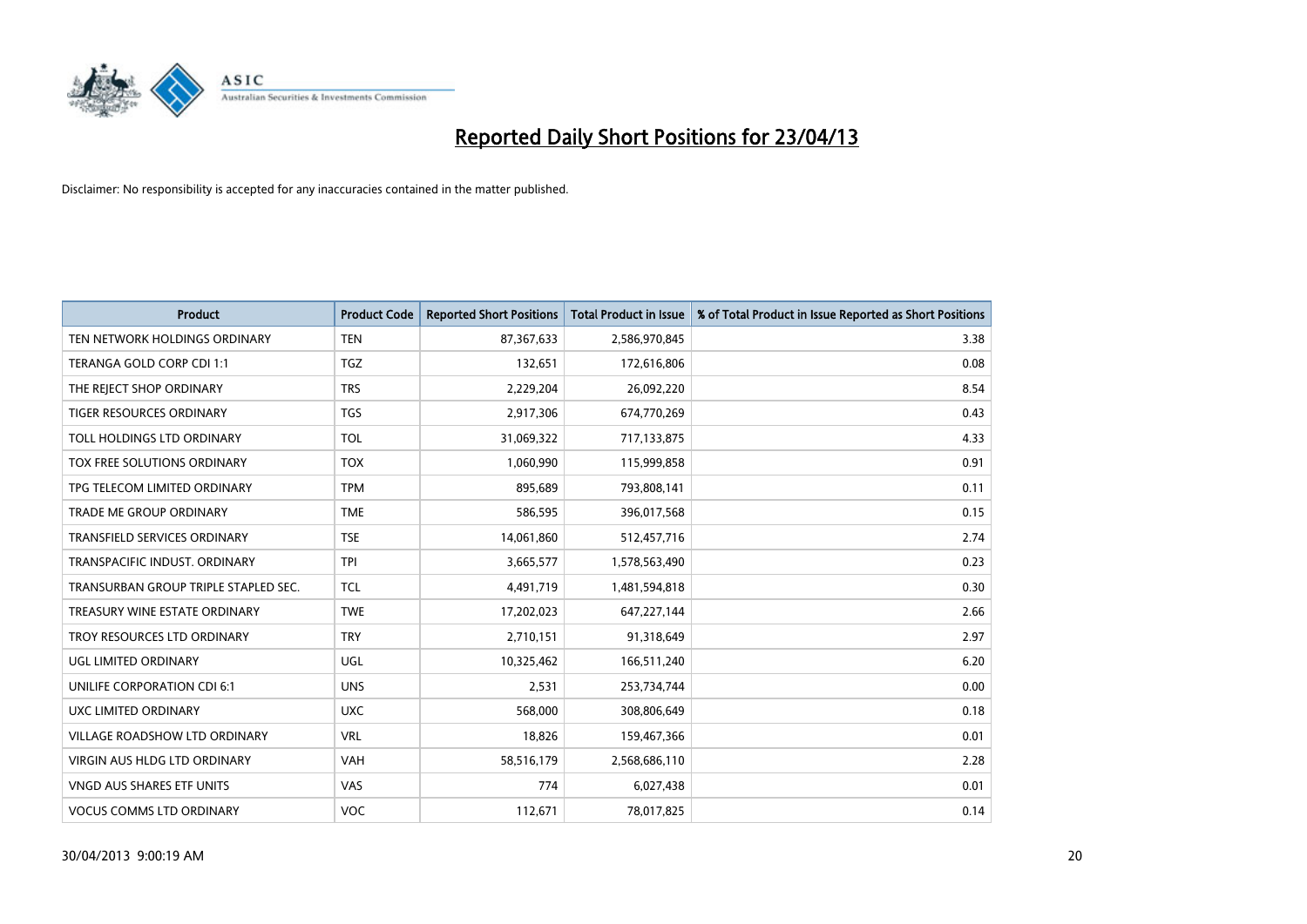# Reported Daily Short Positions for 23/04/13

Disclaimer: No responsibility is accepted for any inaccuracies contained in the matter published.

| Product | Product Code | Reported Short Positions | Total Product in Issue | % of Total Product in Issue Reported as Short Positions |
| --- | --- | --- | --- | --- |
| TEN NETWORK HOLDINGS ORDINARY | TEN | 87,367,633 | 2,586,970,845 | 3.38 |
| TERANGA GOLD CORP CDI 1:1 | TGZ | 132,651 | 172,616,806 | 0.08 |
| THE REJECT SHOP ORDINARY | TRS | 2,229,204 | 26,092,220 | 8.54 |
| TIGER RESOURCES ORDINARY | TGS | 2,917,306 | 674,770,269 | 0.43 |
| TOLL HOLDINGS LTD ORDINARY | TOL | 31,069,322 | 717,133,875 | 4.33 |
| TOX FREE SOLUTIONS ORDINARY | TOX | 1,060,990 | 115,999,858 | 0.91 |
| TPG TELECOM LIMITED ORDINARY | TPM | 895,689 | 793,808,141 | 0.11 |
| TRADE ME GROUP ORDINARY | TME | 586,595 | 396,017,568 | 0.15 |
| TRANSFIELD SERVICES ORDINARY | TSE | 14,061,860 | 512,457,716 | 2.74 |
| TRANSPACIFIC INDUST. ORDINARY | TPI | 3,665,577 | 1,578,563,490 | 0.23 |
| TRANSURBAN GROUP TRIPLE STAPLED SEC. | TCL | 4,491,719 | 1,481,594,818 | 0.30 |
| TREASURY WINE ESTATE ORDINARY | TWE | 17,202,023 | 647,227,144 | 2.66 |
| TROY RESOURCES LTD ORDINARY | TRY | 2,710,151 | 91,318,649 | 2.97 |
| UGL LIMITED ORDINARY | UGL | 10,325,462 | 166,511,240 | 6.20 |
| UNILIFE CORPORATION CDI 6:1 | UNS | 2,531 | 253,734,744 | 0.00 |
| UXC LIMITED ORDINARY | UXC | 568,000 | 308,806,649 | 0.18 |
| VILLAGE ROADSHOW LTD ORDINARY | VRL | 18,826 | 159,467,366 | 0.01 |
| VIRGIN AUS HLDG LTD ORDINARY | VAH | 58,516,179 | 2,568,686,110 | 2.28 |
| VNGD AUS SHARES ETF UNITS | VAS | 774 | 6,027,438 | 0.01 |
| VOCUS COMMS LTD ORDINARY | VOC | 112,671 | 78,017,825 | 0.14 |

30/04/2013 9:00:19 AM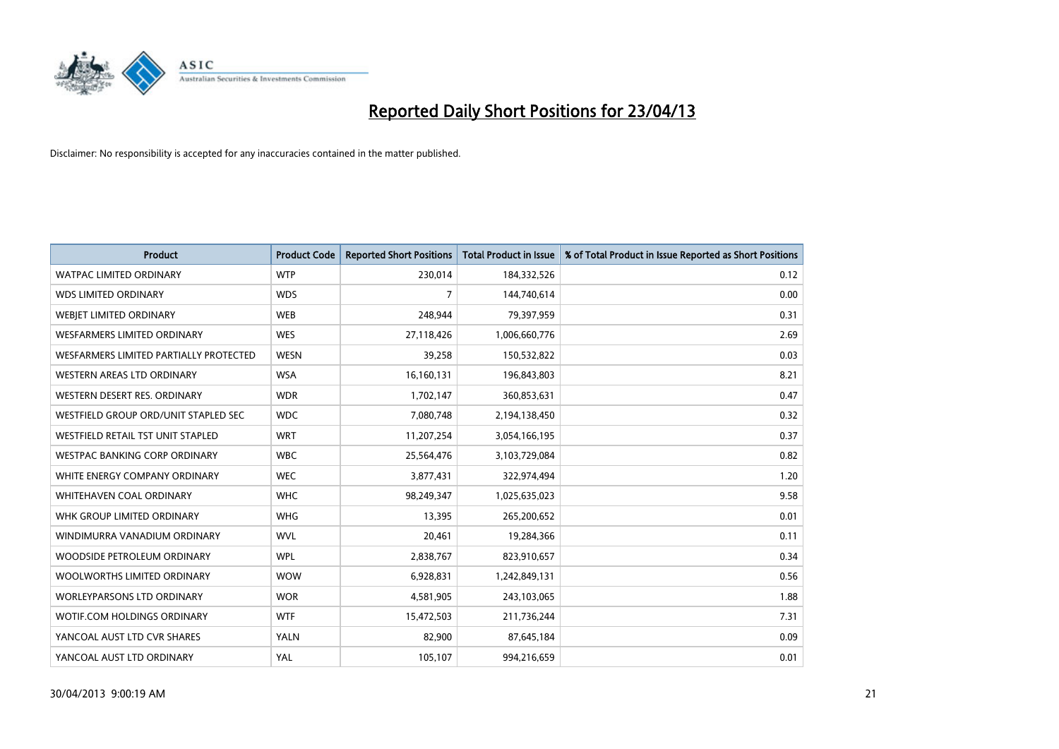# Reported Daily Short Positions for 23/04/13

Disclaimer: No responsibility is accepted for any inaccuracies contained in the matter published.

| Product | Product Code | Reported Short Positions | Total Product in Issue | % of Total Product in Issue Reported as Short Positions |
|---|---|---|---|---|
| WATPAC LIMITED ORDINARY | WTP | 230,014 | 184,332,526 | 0.12 |
| WDS LIMITED ORDINARY | WDS | 7 | 144,740,614 | 0.00 |
| WEBJET LIMITED ORDINARY | WEB | 248,944 | 79,397,959 | 0.31 |
| WESFARMERS LIMITED ORDINARY | WES | 27,118,426 | 1,006,660,776 | 2.69 |
| WESFARMERS LIMITED PARTIALLY PROTECTED | WESN | 39,258 | 150,532,822 | 0.03 |
| WESTERN AREAS LTD ORDINARY | WSA | 16,160,131 | 196,843,803 | 8.21 |
| WESTERN DESERT RES. ORDINARY | WDR | 1,702,147 | 360,853,631 | 0.47 |
| WESTFIELD GROUP ORD/UNIT STAPLED SEC | WDC | 7,080,748 | 2,194,138,450 | 0.32 |
| WESTFIELD RETAIL TST UNIT STAPLED | WRT | 11,207,254 | 3,054,166,195 | 0.37 |
| WESTPAC BANKING CORP ORDINARY | WBC | 25,564,476 | 3,103,729,084 | 0.82 |
| WHITE ENERGY COMPANY ORDINARY | WEC | 3,877,431 | 322,974,494 | 1.20 |
| WHITEHAVEN COAL ORDINARY | WHC | 98,249,347 | 1,025,635,023 | 9.58 |
| WHK GROUP LIMITED ORDINARY | WHG | 13,395 | 265,200,652 | 0.01 |
| WINDIMURRA VANADIUM ORDINARY | WVL | 20,461 | 19,284,366 | 0.11 |
| WOODSIDE PETROLEUM ORDINARY | WPL | 2,838,767 | 823,910,657 | 0.34 |
| WOOLWORTHS LIMITED ORDINARY | WOW | 6,928,831 | 1,242,849,131 | 0.56 |
| WORLEYPARSONS LTD ORDINARY | WOR | 4,581,905 | 243,103,065 | 1.88 |
| WOTIF.COM HOLDINGS ORDINARY | WTF | 15,472,503 | 211,736,244 | 7.31 |
| YANCOAL AUST LTD CVR SHARES | YALN | 82,900 | 87,645,184 | 0.09 |
| YANCOAL AUST LTD ORDINARY | YAL | 105,107 | 994,216,659 | 0.01 |